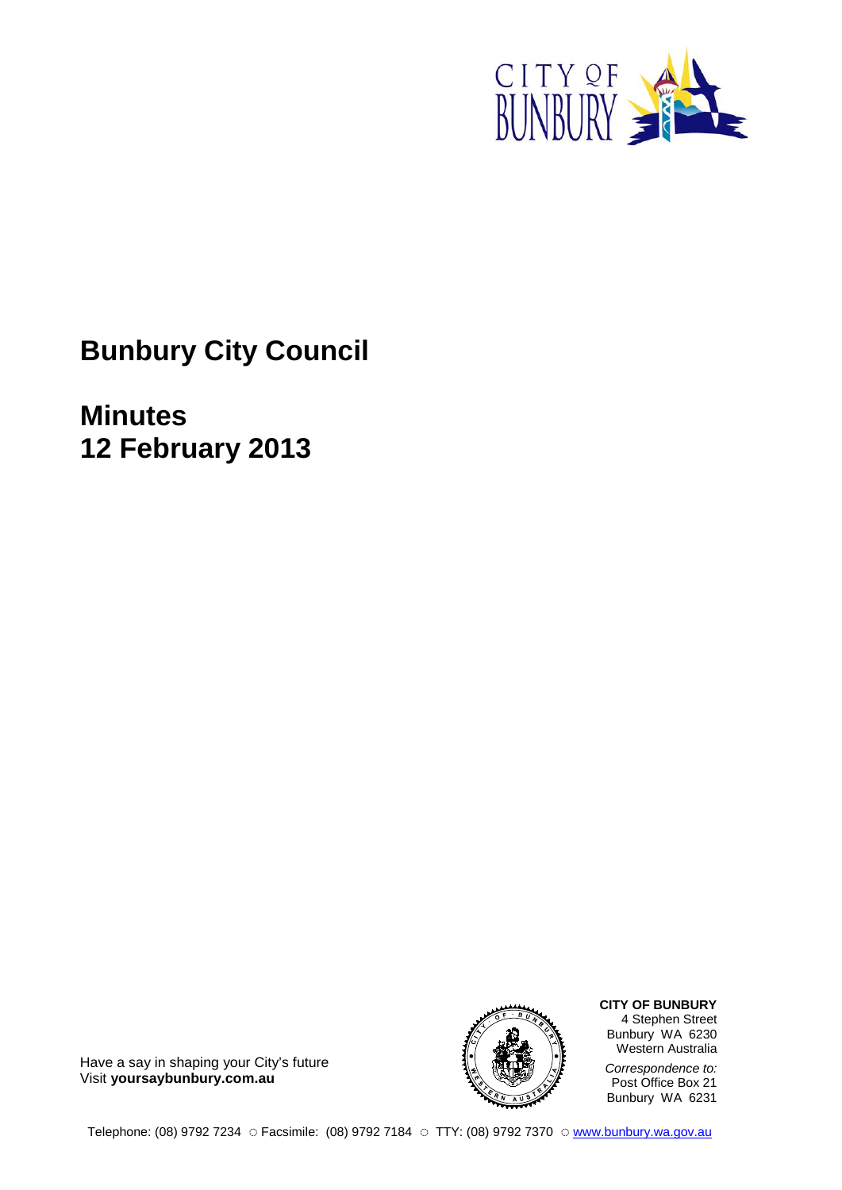# Bunbury City Council

## Minutes
## 12 February 2013

Have a say in shaping your City's future
Visit **yoursaybunbury.com.au**

**CITY OF BUNBURY**
4 Stephen Street
Bunbury WA 6230
Western Australia

*Correspondence to:*
Post Office Box 21
Bunbury WA 6231

Telephone: (08) 9792 7234 ○ Facsimile: (08) 9792 7184 ○ TTY: (08) 9792 7370 ○ www.bunbury.wa.gov.au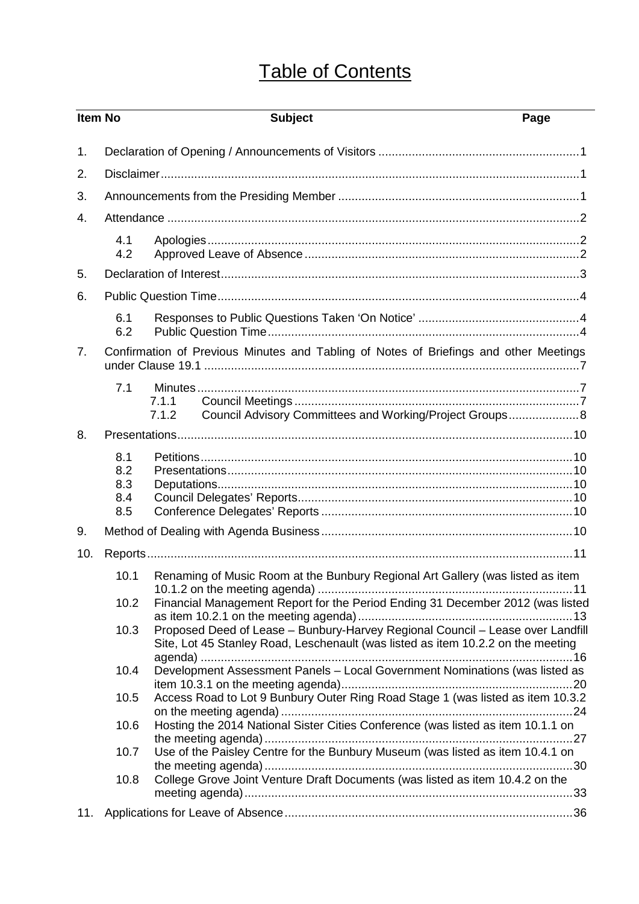# Table of Contents

| Item No | | Subject | Page |
|---|---|---|---|
| 1. | | Declaration of Opening / Announcements of Visitors | 1 |
| 2. | | Disclaimer | 1 |
| 3. | | Announcements from the Presiding Member | 1 |
| 4. | | Attendance | 2 |
| | 4.1 | Apologies | 2 |
| | 4.2 | Approved Leave of Absence | 2 |
| 5. | | Declaration of Interest | 3 |
| 6. | | Public Question Time | 4 |
| | 6.1 | Responses to Public Questions Taken 'On Notice' | 4 |
| | 6.2 | Public Question Time | 4 |
| 7. | | Confirmation of Previous Minutes and Tabling of Notes of Briefings and other Meetings under Clause 19.1 | 7 |
| | 7.1 | Minutes | 7 |
| | 7.1.1 | Council Meetings | 7 |
| | 7.1.2 | Council Advisory Committees and Working/Project Groups | 8 |
| 8. | | Presentations | 10 |
| | 8.1 | Petitions | 10 |
| | 8.2 | Presentations | 10 |
| | 8.3 | Deputations | 10 |
| | 8.4 | Council Delegates' Reports | 10 |
| | 8.5 | Conference Delegates' Reports | 10 |
| 9. | | Method of Dealing with Agenda Business | 10 |
| 10. | | Reports | 11 |
| | 10.1 | Renaming of Music Room at the Bunbury Regional Art Gallery (was listed as item 10.1.2 on the meeting agenda) | 11 |
| | 10.2 | Financial Management Report for the Period Ending 31 December 2012 (was listed as item 10.2.1 on the meeting agenda) | 13 |
| | 10.3 | Proposed Deed of Lease – Bunbury-Harvey Regional Council – Lease over Landfill Site, Lot 45 Stanley Road, Leschenault (was listed as item 10.2.2 on the meeting agenda) | 16 |
| | 10.4 | Development Assessment Panels – Local Government Nominations (was listed as item 10.3.1 on the meeting agenda) | 20 |
| | 10.5 | Access Road to Lot 9 Bunbury Outer Ring Road Stage 1 (was listed as item 10.3.2 on the meeting agenda) | 24 |
| | 10.6 | Hosting the 2014 National Sister Cities Conference (was listed as item 10.1.1 on the meeting agenda) | 27 |
| | 10.7 | Use of the Paisley Centre for the Bunbury Museum (was listed as item 10.4.1 on the meeting agenda) | 30 |
| | 10.8 | College Grove Joint Venture Draft Documents (was listed as item 10.4.2 on the meeting agenda) | 33 |
| 11. | | Applications for Leave of Absence | 36 |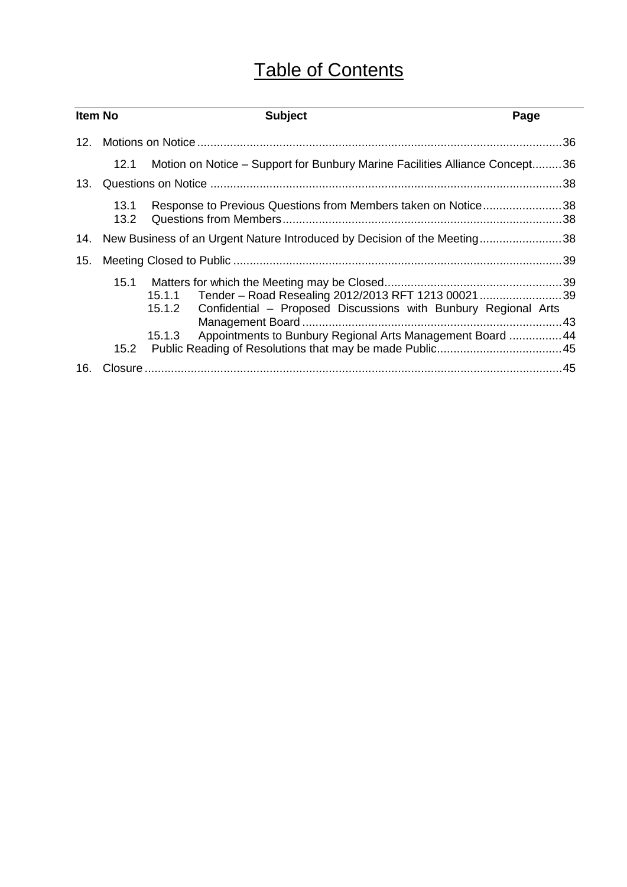# Table of Contents

| Item No | | | Subject | Page |
|---|---|---|---|---|
| 12. | | | Motions on Notice | 36 |
| | 12.1 | | Motion on Notice – Support for Bunbury Marine Facilities Alliance Concept | 36 |
| 13. | | | Questions on Notice | 38 |
| | 13.1 | | Response to Previous Questions from Members taken on Notice | 38 |
| | 13.2 | | Questions from Members | 38 |
| 14. | | | New Business of an Urgent Nature Introduced by Decision of the Meeting | 38 |
| 15. | | | Meeting Closed to Public | 39 |
| | 15.1 | | Matters for which the Meeting may be Closed | 39 |
| | | 15.1.1 | Tender – Road Resealing 2012/2013 RFT 1213 00021 | 39 |
| | | 15.1.2 | Confidential – Proposed Discussions with Bunbury Regional Arts Management Board | 43 |
| | | 15.1.3 | Appointments to Bunbury Regional Arts Management Board | 44 |
| | 15.2 | | Public Reading of Resolutions that may be made Public | 45 |
| 16. | | | Closure | 45 |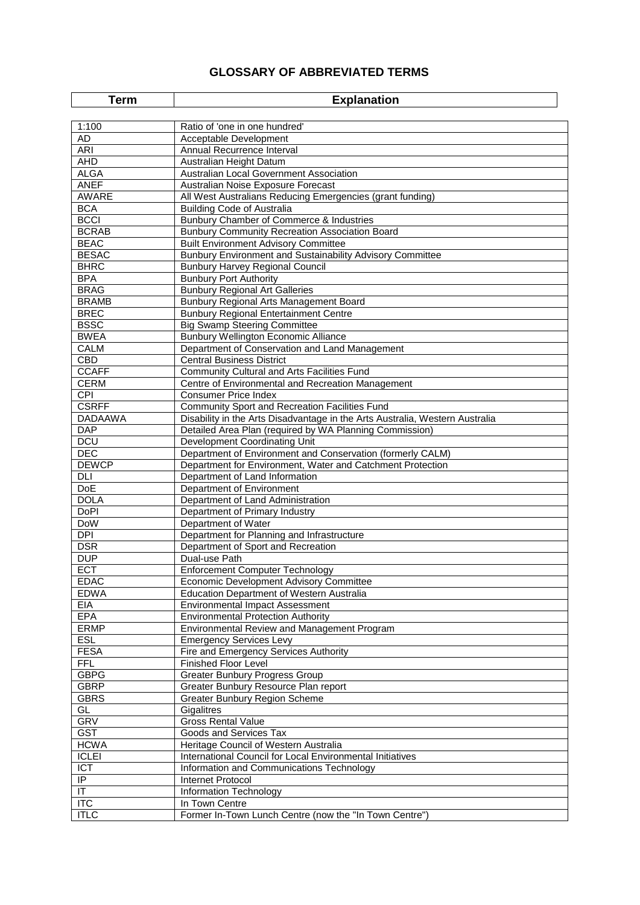# GLOSSARY OF ABBREVIATED TERMS

| Term | Explanation |
|---|---|
| 1:100 | Ratio of 'one in one hundred' |
| AD | Acceptable Development |
| ARI | Annual Recurrence Interval |
| AHD | Australian Height Datum |
| ALGA | Australian Local Government Association |
| ANEF | Australian Noise Exposure Forecast |
| AWARE | All West Australians Reducing Emergencies (grant funding) |
| BCA | Building Code of Australia |
| BCCI | Bunbury Chamber of Commerce & Industries |
| BCRAB | Bunbury Community Recreation Association Board |
| BEAC | Built Environment Advisory Committee |
| BESAC | Bunbury Environment and Sustainability Advisory Committee |
| BHRC | Bunbury Harvey Regional Council |
| BPA | Bunbury Port Authority |
| BRAG | Bunbury Regional Art Galleries |
| BRAMB | Bunbury Regional Arts Management Board |
| BREC | Bunbury Regional Entertainment Centre |
| BSSC | Big Swamp Steering Committee |
| BWEA | Bunbury Wellington Economic Alliance |
| CALM | Department of Conservation and Land Management |
| CBD | Central Business District |
| CCAFF | Community Cultural and Arts Facilities Fund |
| CERM | Centre of Environmental and Recreation Management |
| CPI | Consumer Price Index |
| CSRFF | Community Sport and Recreation Facilities Fund |
| DADAAWA | Disability in the Arts Disadvantage in the Arts Australia, Western Australia |
| DAP | Detailed Area Plan (required by WA Planning Commission) |
| DCU | Development Coordinating Unit |
| DEC | Department of Environment and Conservation (formerly CALM) |
| DEWCP | Department for Environment, Water and Catchment Protection |
| DLI | Department of Land Information |
| DoE | Department of Environment |
| DOLA | Department of Land Administration |
| DoPI | Department of Primary Industry |
| DoW | Department of Water |
| DPI | Department for Planning and Infrastructure |
| DSR | Department of Sport and Recreation |
| DUP | Dual-use Path |
| ECT | Enforcement Computer Technology |
| EDAC | Economic Development Advisory Committee |
| EDWA | Education Department of Western Australia |
| EIA | Environmental Impact Assessment |
| EPA | Environmental Protection Authority |
| ERMP | Environmental Review and Management Program |
| ESL | Emergency Services Levy |
| FESA | Fire and Emergency Services Authority |
| FFL | Finished Floor Level |
| GBPG | Greater Bunbury Progress Group |
| GBRP | Greater Bunbury Resource Plan report |
| GBRS | Greater Bunbury Region Scheme |
| GL | Gigalitres |
| GRV | Gross Rental Value |
| GST | Goods and Services Tax |
| HCWA | Heritage Council of Western Australia |
| ICLEI | International Council for Local Environmental Initiatives |
| ICT | Information and Communications Technology |
| IP | Internet Protocol |
| IT | Information Technology |
| ITC | In Town Centre |
| ITLC | Former In-Town Lunch Centre (now the "In Town Centre") |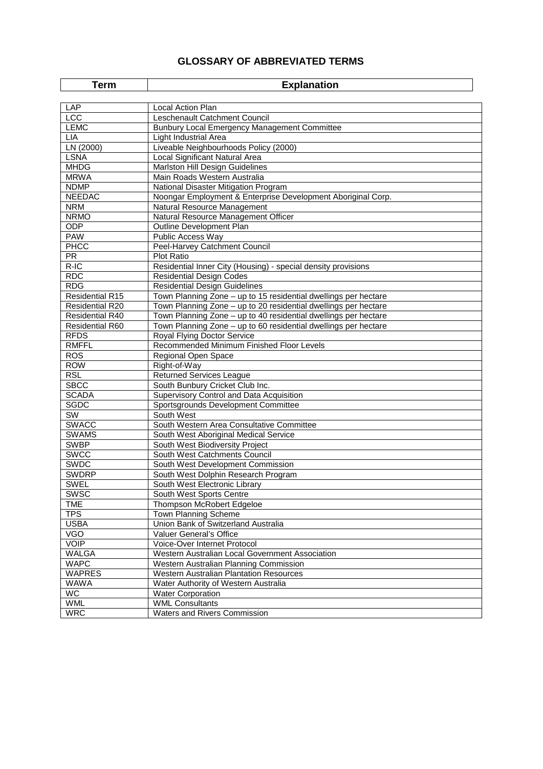# GLOSSARY OF ABBREVIATED TERMS

| Term | Explanation |
|---|---|
| LAP | Local Action Plan |
| LCC | Leschenault Catchment Council |
| LEMC | Bunbury Local Emergency Management Committee |
| LIA | Light Industrial Area |
| LN (2000) | Liveable Neighbourhoods Policy (2000) |
| LSNA | Local Significant Natural Area |
| MHDG | Marlston Hill Design Guidelines |
| MRWA | Main Roads Western Australia |
| NDMP | National Disaster Mitigation Program |
| NEEDAC | Noongar Employment & Enterprise Development Aboriginal Corp. |
| NRM | Natural Resource Management |
| NRMO | Natural Resource Management Officer |
| ODP | Outline Development Plan |
| PAW | Public Access Way |
| PHCC | Peel-Harvey Catchment Council |
| PR | Plot Ratio |
| R-IC | Residential Inner City (Housing) - special density provisions |
| RDC | Residential Design Codes |
| RDG | Residential Design Guidelines |
| Residential R15 | Town Planning Zone – up to 15 residential dwellings per hectare |
| Residential R20 | Town Planning Zone – up to 20 residential dwellings per hectare |
| Residential R40 | Town Planning Zone – up to 40 residential dwellings per hectare |
| Residential R60 | Town Planning Zone – up to 60 residential dwellings per hectare |
| RFDS | Royal Flying Doctor Service |
| RMFFL | Recommended Minimum Finished Floor Levels |
| ROS | Regional Open Space |
| ROW | Right-of-Way |
| RSL | Returned Services League |
| SBCC | South Bunbury Cricket Club Inc. |
| SCADA | Supervisory Control and Data Acquisition |
| SGDC | Sportsgrounds Development Committee |
| SW | South West |
| SWACC | South Western Area Consultative Committee |
| SWAMS | South West Aboriginal Medical Service |
| SWBP | South West Biodiversity Project |
| SWCC | South West Catchments Council |
| SWDC | South West Development Commission |
| SWDRP | South West Dolphin Research Program |
| SWEL | South West Electronic Library |
| SWSC | South West Sports Centre |
| TME | Thompson McRobert Edgeloe |
| TPS | Town Planning Scheme |
| USBA | Union Bank of Switzerland Australia |
| VGO | Valuer General's Office |
| VOIP | Voice-Over Internet Protocol |
| WALGA | Western Australian Local Government Association |
| WAPC | Western Australian Planning Commission |
| WAPRES | Western Australian Plantation Resources |
| WAWA | Water Authority of Western Australia |
| WC | Water Corporation |
| WML | WML Consultants |
| WRC | Waters and Rivers Commission |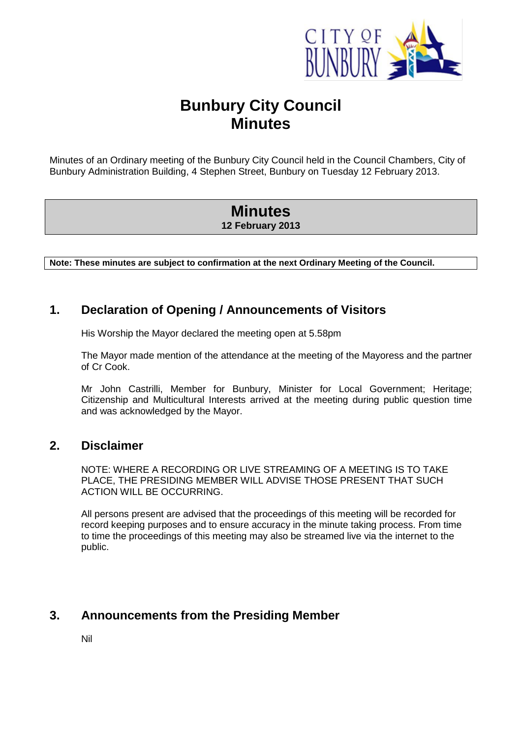# Bunbury City Council
# Minutes

Minutes of an Ordinary meeting of the Bunbury City Council held in the Council Chambers, City of Bunbury Administration Building, 4 Stephen Street, Bunbury on Tuesday 12 February 2013.

## Minutes
**12 February 2013**

**Note: These minutes are subject to confirmation at the next Ordinary Meeting of the Council.**

## 1. Declaration of Opening / Announcements of Visitors

His Worship the Mayor declared the meeting open at 5.58pm

The Mayor made mention of the attendance at the meeting of the Mayoress and the partner of Cr Cook.

Mr John Castrilli, Member for Bunbury, Minister for Local Government; Heritage; Citizenship and Multicultural Interests arrived at the meeting during public question time and was acknowledged by the Mayor.

## 2. Disclaimer

NOTE: WHERE A RECORDING OR LIVE STREAMING OF A MEETING IS TO TAKE PLACE, THE PRESIDING MEMBER WILL ADVISE THOSE PRESENT THAT SUCH ACTION WILL BE OCCURRING.

All persons present are advised that the proceedings of this meeting will be recorded for record keeping purposes and to ensure accuracy in the minute taking process. From time to time the proceedings of this meeting may also be streamed live via the internet to the public.

## 3. Announcements from the Presiding Member

Nil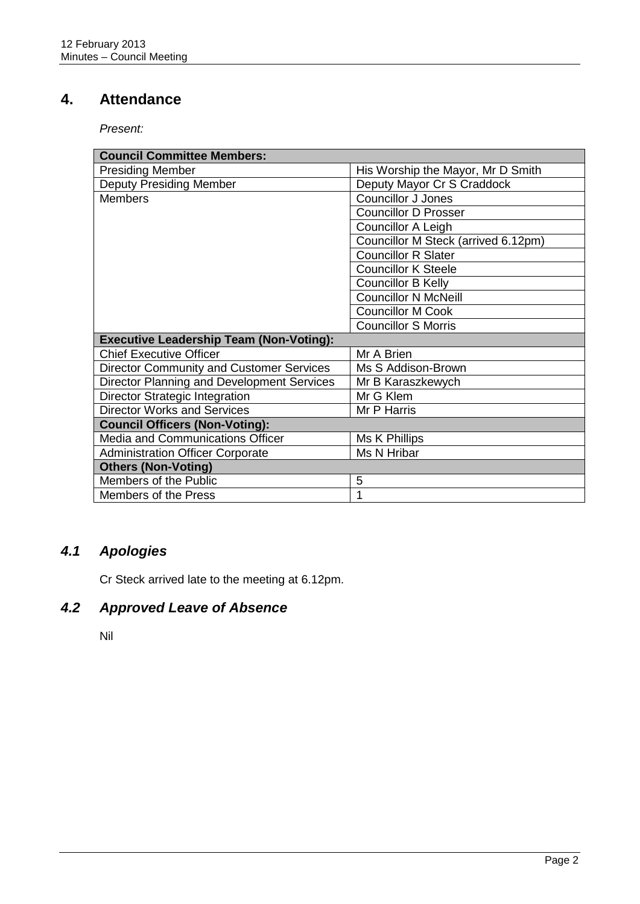## 4. Attendance

*Present:*

| Council Committee Members: | |
|---|---|
| Presiding Member | His Worship the Mayor, Mr D Smith |
| Deputy Presiding Member | Deputy Mayor Cr S Craddock |
| Members | Councillor J Jones |
| | Councillor D Prosser |
| | Councillor A Leigh |
| | Councillor M Steck (arrived 6.12pm) |
| | Councillor R Slater |
| | Councillor K Steele |
| | Councillor B Kelly |
| | Councillor N McNeill |
| | Councillor M Cook |
| | Councillor S Morris |
| **Executive Leadership Team (Non-Voting):** | |
| Chief Executive Officer | Mr A Brien |
| Director Community and Customer Services | Ms S Addison-Brown |
| Director Planning and Development Services | Mr B Karaszkewych |
| Director Strategic Integration | Mr G Klem |
| Director Works and Services | Mr P Harris |
| **Council Officers (Non-Voting):** | |
| Media and Communications Officer | Ms K Phillips |
| Administration Officer Corporate | Ms N Hribar |
| **Others (Non-Voting)** | |
| Members of the Public | 5 |
| Members of the Press | 1 |

### *4.1 Apologies*

Cr Steck arrived late to the meeting at 6.12pm.

### *4.2 Approved Leave of Absence*

Nil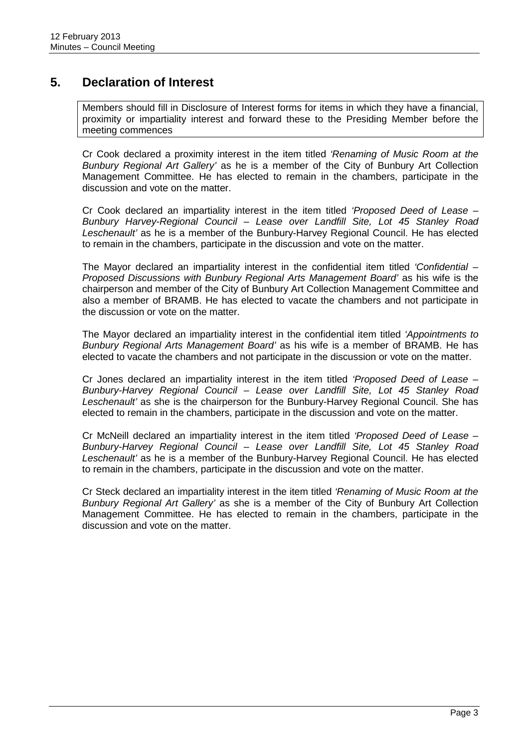## 5. Declaration of Interest

Members should fill in Disclosure of Interest forms for items in which they have a financial, proximity or impartiality interest and forward these to the Presiding Member before the meeting commences

Cr Cook declared a proximity interest in the item titled *'Renaming of Music Room at the Bunbury Regional Art Gallery'* as he is a member of the City of Bunbury Art Collection Management Committee. He has elected to remain in the chambers, participate in the discussion and vote on the matter.

Cr Cook declared an impartiality interest in the item titled *'Proposed Deed of Lease – Bunbury Harvey-Regional Council – Lease over Landfill Site, Lot 45 Stanley Road Leschenault'* as he is a member of the Bunbury-Harvey Regional Council. He has elected to remain in the chambers, participate in the discussion and vote on the matter.

The Mayor declared an impartiality interest in the confidential item titled *'Confidential – Proposed Discussions with Bunbury Regional Arts Management Board'* as his wife is the chairperson and member of the City of Bunbury Art Collection Management Committee and also a member of BRAMB. He has elected to vacate the chambers and not participate in the discussion or vote on the matter.

The Mayor declared an impartiality interest in the confidential item titled *'Appointments to Bunbury Regional Arts Management Board'* as his wife is a member of BRAMB. He has elected to vacate the chambers and not participate in the discussion or vote on the matter.

Cr Jones declared an impartiality interest in the item titled *'Proposed Deed of Lease – Bunbury-Harvey Regional Council – Lease over Landfill Site, Lot 45 Stanley Road Leschenault'* as she is the chairperson for the Bunbury-Harvey Regional Council. She has elected to remain in the chambers, participate in the discussion and vote on the matter.

Cr McNeill declared an impartiality interest in the item titled *'Proposed Deed of Lease – Bunbury-Harvey Regional Council – Lease over Landfill Site, Lot 45 Stanley Road Leschenault'* as he is a member of the Bunbury-Harvey Regional Council. He has elected to remain in the chambers, participate in the discussion and vote on the matter.

Cr Steck declared an impartiality interest in the item titled *'Renaming of Music Room at the Bunbury Regional Art Gallery'* as she is a member of the City of Bunbury Art Collection Management Committee. He has elected to remain in the chambers, participate in the discussion and vote on the matter.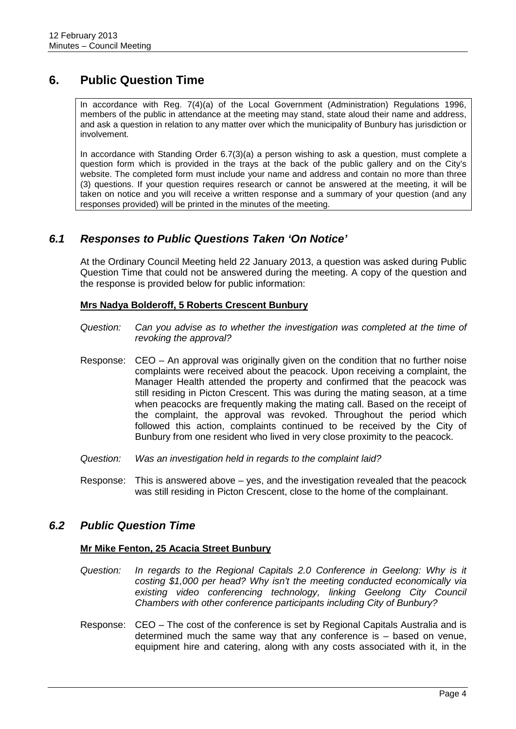# 6. Public Question Time

In accordance with Reg. 7(4)(a) of the Local Government (Administration) Regulations 1996, members of the public in attendance at the meeting may stand, state aloud their name and address, and ask a question in relation to any matter over which the municipality of Bunbury has jurisdiction or involvement.

In accordance with Standing Order 6.7(3)(a) a person wishing to ask a question, must complete a question form which is provided in the trays at the back of the public gallery and on the City's website. The completed form must include your name and address and contain no more than three (3) questions. If your question requires research or cannot be answered at the meeting, it will be taken on notice and you will receive a written response and a summary of your question (and any responses provided) will be printed in the minutes of the meeting.

## *6.1 Responses to Public Questions Taken 'On Notice'*

At the Ordinary Council Meeting held 22 January 2013, a question was asked during Public Question Time that could not be answered during the meeting. A copy of the question and the response is provided below for public information:

**Mrs Nadya Bolderoff, 5 Roberts Crescent Bunbury**

*Question: Can you advise as to whether the investigation was completed at the time of revoking the approval?*

Response: CEO – An approval was originally given on the condition that no further noise complaints were received about the peacock. Upon receiving a complaint, the Manager Health attended the property and confirmed that the peacock was still residing in Picton Crescent. This was during the mating season, at a time when peacocks are frequently making the mating call. Based on the receipt of the complaint, the approval was revoked. Throughout the period which followed this action, complaints continued to be received by the City of Bunbury from one resident who lived in very close proximity to the peacock.

*Question: Was an investigation held in regards to the complaint laid?*

Response: This is answered above – yes, and the investigation revealed that the peacock was still residing in Picton Crescent, close to the home of the complainant.

## *6.2 Public Question Time*

**Mr Mike Fenton, 25 Acacia Street Bunbury**

*Question: In regards to the Regional Capitals 2.0 Conference in Geelong: Why is it costing $1,000 per head? Why isn't the meeting conducted economically via existing video conferencing technology, linking Geelong City Council Chambers with other conference participants including City of Bunbury?*

Response: CEO – The cost of the conference is set by Regional Capitals Australia and is determined much the same way that any conference is – based on venue, equipment hire and catering, along with any costs associated with it, in the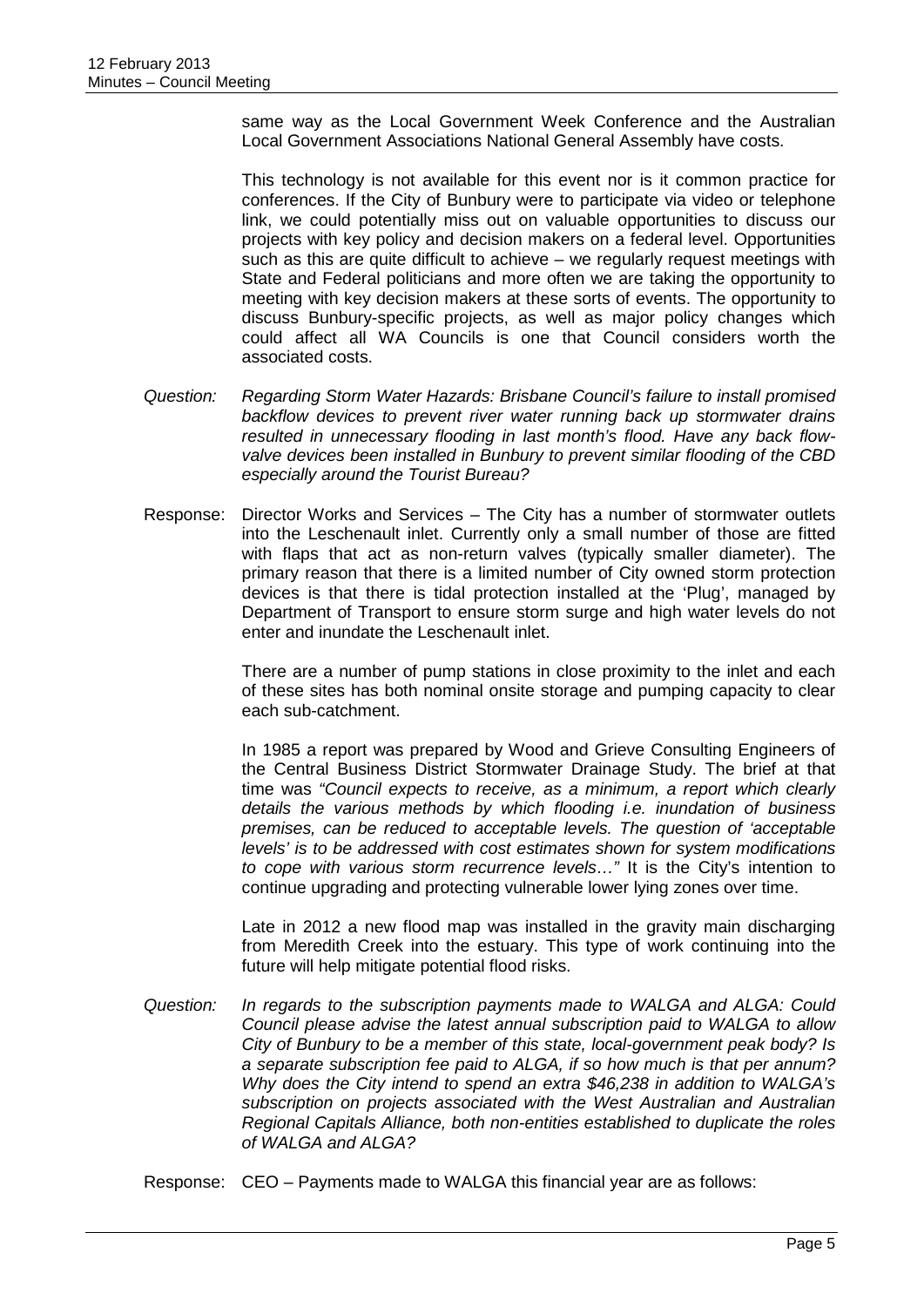same way as the Local Government Week Conference and the Australian Local Government Associations National General Assembly have costs.

This technology is not available for this event nor is it common practice for conferences. If the City of Bunbury were to participate via video or telephone link, we could potentially miss out on valuable opportunities to discuss our projects with key policy and decision makers on a federal level. Opportunities such as this are quite difficult to achieve – we regularly request meetings with State and Federal politicians and more often we are taking the opportunity to meeting with key decision makers at these sorts of events. The opportunity to discuss Bunbury-specific projects, as well as major policy changes which could affect all WA Councils is one that Council considers worth the associated costs.

Question: *Regarding Storm Water Hazards: Brisbane Council's failure to install promised backflow devices to prevent river water running back up stormwater drains resulted in unnecessary flooding in last month's flood. Have any back flow-valve devices been installed in Bunbury to prevent similar flooding of the CBD especially around the Tourist Bureau?*

Response: Director Works and Services – The City has a number of stormwater outlets into the Leschenault inlet. Currently only a small number of those are fitted with flaps that act as non-return valves (typically smaller diameter). The primary reason that there is a limited number of City owned storm protection devices is that there is tidal protection installed at the 'Plug', managed by Department of Transport to ensure storm surge and high water levels do not enter and inundate the Leschenault inlet.

There are a number of pump stations in close proximity to the inlet and each of these sites has both nominal onsite storage and pumping capacity to clear each sub-catchment.

In 1985 a report was prepared by Wood and Grieve Consulting Engineers of the Central Business District Stormwater Drainage Study. The brief at that time was *"Council expects to receive, as a minimum, a report which clearly details the various methods by which flooding i.e. inundation of business premises, can be reduced to acceptable levels. The question of 'acceptable levels' is to be addressed with cost estimates shown for system modifications to cope with various storm recurrence levels…"* It is the City's intention to continue upgrading and protecting vulnerable lower lying zones over time.

Late in 2012 a new flood map was installed in the gravity main discharging from Meredith Creek into the estuary. This type of work continuing into the future will help mitigate potential flood risks.

Question: *In regards to the subscription payments made to WALGA and ALGA: Could Council please advise the latest annual subscription paid to WALGA to allow City of Bunbury to be a member of this state, local-government peak body? Is a separate subscription fee paid to ALGA, if so how much is that per annum? Why does the City intend to spend an extra $46,238 in addition to WALGA's subscription on projects associated with the West Australian and Australian Regional Capitals Alliance, both non-entities established to duplicate the roles of WALGA and ALGA?*

Response: CEO – Payments made to WALGA this financial year are as follows: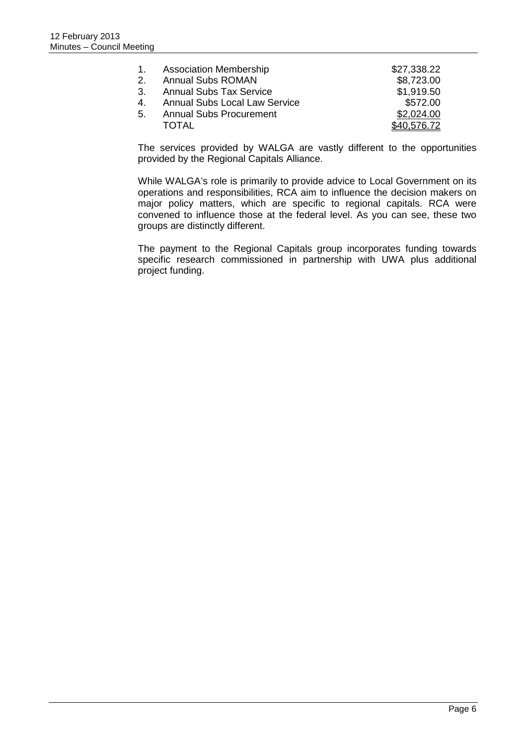| | | |
|---|---|---|
| 1. | Association Membership | \$27,338.22 |
| 2. | Annual Subs ROMAN | \$8,723.00 |
| 3. | Annual Subs Tax Service | \$1,919.50 |
| 4. | Annual Subs Local Law Service | \$572.00 |
| 5. | Annual Subs Procurement | \$2,024.00 |
| | TOTAL | \$40,576.72 |

The services provided by WALGA are vastly different to the opportunities provided by the Regional Capitals Alliance.

While WALGA's role is primarily to provide advice to Local Government on its operations and responsibilities, RCA aim to influence the decision makers on major policy matters, which are specific to regional capitals. RCA were convened to influence those at the federal level. As you can see, these two groups are distinctly different.

The payment to the Regional Capitals group incorporates funding towards specific research commissioned in partnership with UWA plus additional project funding.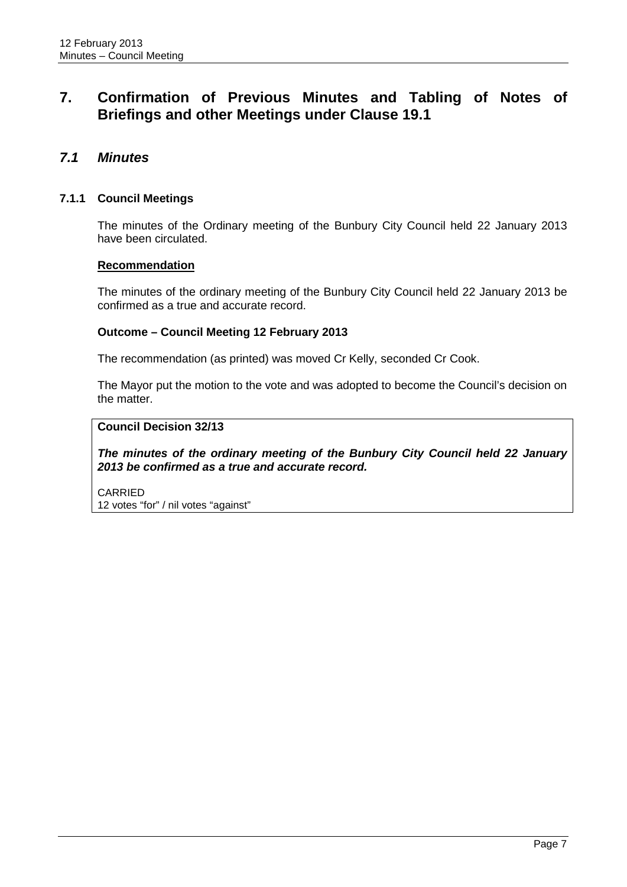# 7. Confirmation of Previous Minutes and Tabling of Notes of Briefings and other Meetings under Clause 19.1

## *7.1 Minutes*

### 7.1.1 Council Meetings

The minutes of the Ordinary meeting of the Bunbury City Council held 22 January 2013 have been circulated.

**Recommendation**

The minutes of the ordinary meeting of the Bunbury City Council held 22 January 2013 be confirmed as a true and accurate record.

**Outcome – Council Meeting 12 February 2013**

The recommendation (as printed) was moved Cr Kelly, seconded Cr Cook.

The Mayor put the motion to the vote and was adopted to become the Council's decision on the matter.

**Council Decision 32/13**

***The minutes of the ordinary meeting of the Bunbury City Council held 22 January 2013 be confirmed as a true and accurate record.***

CARRIED
12 votes "for" / nil votes "against"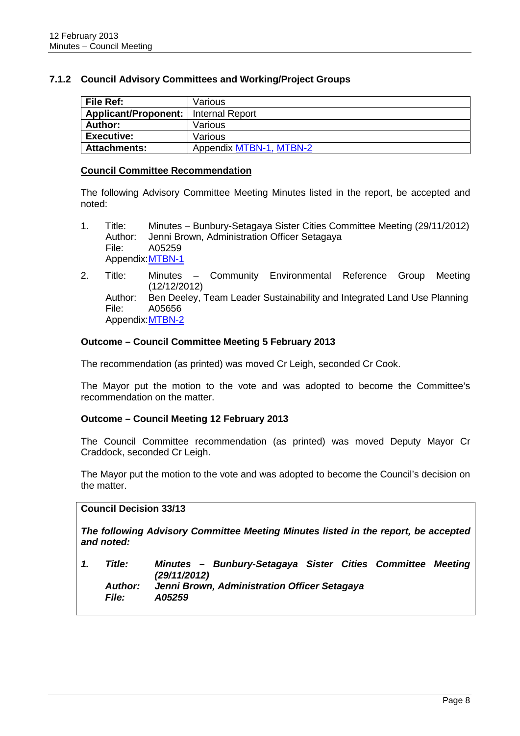### 7.1.2 Council Advisory Committees and Working/Project Groups

| **File Ref:** | Various |
|---|---|
| **Applicant/Proponent:** | Internal Report |
| **Author:** | Various |
| **Executive:** | Various |
| **Attachments:** | Appendix MTBN-1, MTBN-2 |

**Council Committee Recommendation**

The following Advisory Committee Meeting Minutes listed in the report, be accepted and noted:

1. Title: Minutes – Bunbury-Setagaya Sister Cities Committee Meeting (29/11/2012)
   Author: Jenni Brown, Administration Officer Setagaya
   File: A05259
   Appendix: MTBN-1

2. Title: Minutes – Community Environmental Reference Group Meeting (12/12/2012)
   Author: Ben Deeley, Team Leader Sustainability and Integrated Land Use Planning
   File: A05656
   Appendix: MTBN-2

**Outcome – Council Committee Meeting 5 February 2013**

The recommendation (as printed) was moved Cr Leigh, seconded Cr Cook.

The Mayor put the motion to the vote and was adopted to become the Committee's recommendation on the matter.

**Outcome – Council Meeting 12 February 2013**

The Council Committee recommendation (as printed) was moved Deputy Mayor Cr Craddock, seconded Cr Leigh.

The Mayor put the motion to the vote and was adopted to become the Council's decision on the matter.

**Council Decision 33/13**

***The following Advisory Committee Meeting Minutes listed in the report, be accepted and noted:***

1. ***Title:*** ***Minutes – Bunbury-Setagaya Sister Cities Committee Meeting (29/11/2012)***
   ***Author:*** ***Jenni Brown, Administration Officer Setagaya***
   ***File:*** ***A05259***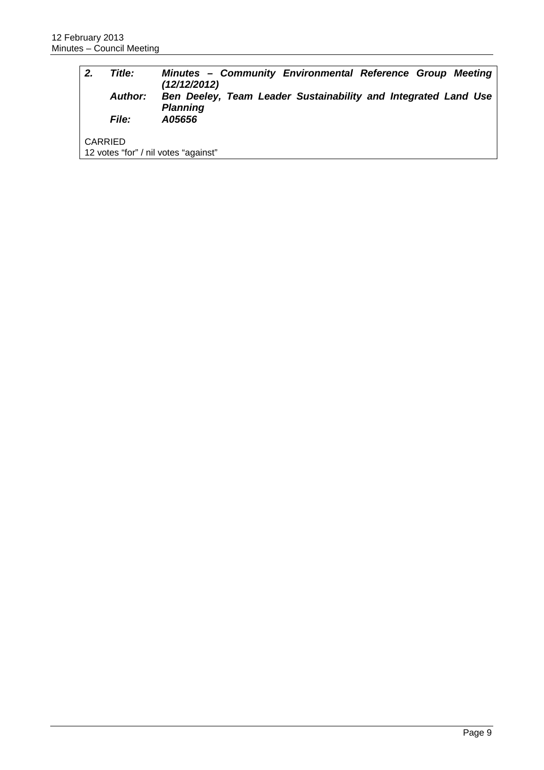| **_2._** | **_Title:_** | **_Minutes – Community Environmental Reference Group Meeting (12/12/2012)_** |
|---|---|---|
| | **_Author:_** | **_Ben Deeley, Team Leader Sustainability and Integrated Land Use Planning_** |
| | **_File:_** | **_A05656_** |

CARRIED
12 votes "for" / nil votes "against"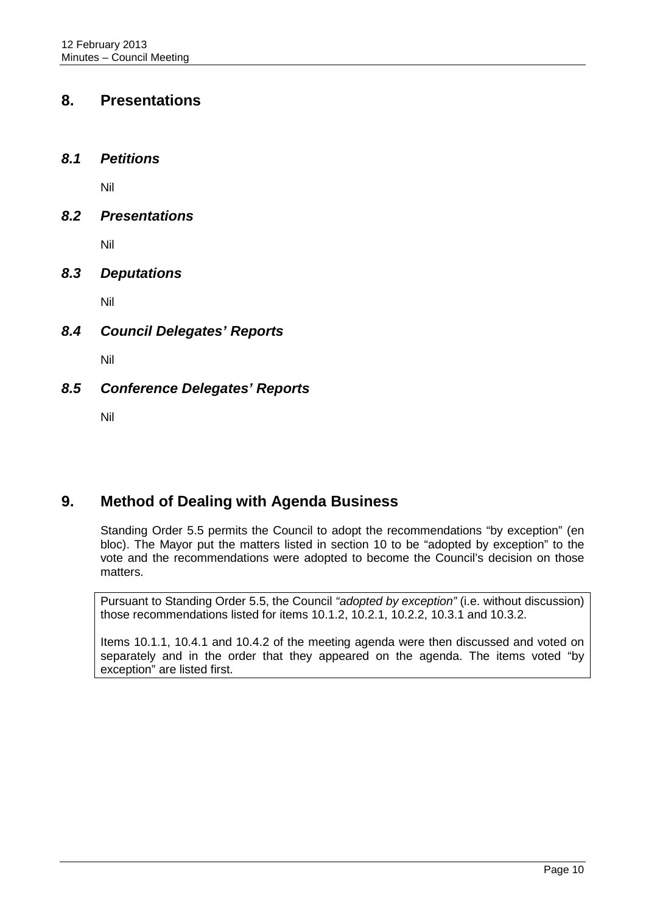# 8. Presentations

## *8.1 Petitions*

Nil

## *8.2 Presentations*

Nil

## *8.3 Deputations*

Nil

## *8.4 Council Delegates' Reports*

Nil

## *8.5 Conference Delegates' Reports*

Nil

# 9. Method of Dealing with Agenda Business

Standing Order 5.5 permits the Council to adopt the recommendations "by exception" (en bloc). The Mayor put the matters listed in section 10 to be "adopted by exception" to the vote and the recommendations were adopted to become the Council's decision on those matters.

> Pursuant to Standing Order 5.5, the Council *"adopted by exception"* (i.e. without discussion) those recommendations listed for items 10.1.2, 10.2.1, 10.2.2, 10.3.1 and 10.3.2.
>
> Items 10.1.1, 10.4.1 and 10.4.2 of the meeting agenda were then discussed and voted on separately and in the order that they appeared on the agenda. The items voted "by exception" are listed first.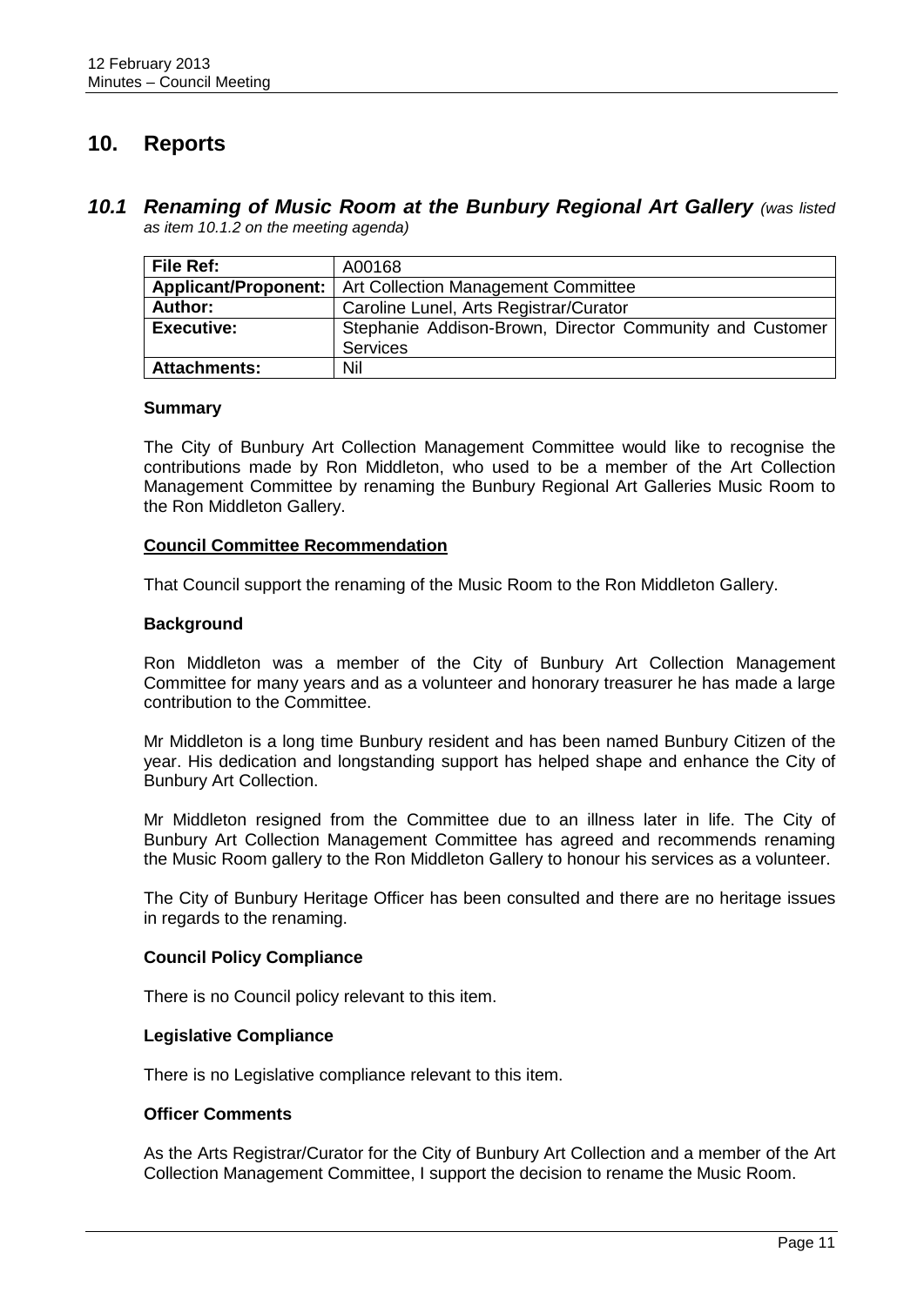# 10. Reports

## *10.1 Renaming of Music Room at the Bunbury Regional Art Gallery* *(was listed as item 10.1.2 on the meeting agenda)*

| **File Ref:** | A00168 |
|---|---|
| **Applicant/Proponent:** | Art Collection Management Committee |
| **Author:** | Caroline Lunel, Arts Registrar/Curator |
| **Executive:** | Stephanie Addison-Brown, Director Community and Customer Services |
| **Attachments:** | Nil |

### Summary

The City of Bunbury Art Collection Management Committee would like to recognise the contributions made by Ron Middleton, who used to be a member of the Art Collection Management Committee by renaming the Bunbury Regional Art Galleries Music Room to the Ron Middleton Gallery.

### Council Committee Recommendation

That Council support the renaming of the Music Room to the Ron Middleton Gallery.

### Background

Ron Middleton was a member of the City of Bunbury Art Collection Management Committee for many years and as a volunteer and honorary treasurer he has made a large contribution to the Committee.

Mr Middleton is a long time Bunbury resident and has been named Bunbury Citizen of the year. His dedication and longstanding support has helped shape and enhance the City of Bunbury Art Collection.

Mr Middleton resigned from the Committee due to an illness later in life. The City of Bunbury Art Collection Management Committee has agreed and recommends renaming the Music Room gallery to the Ron Middleton Gallery to honour his services as a volunteer.

The City of Bunbury Heritage Officer has been consulted and there are no heritage issues in regards to the renaming.

### Council Policy Compliance

There is no Council policy relevant to this item.

### Legislative Compliance

There is no Legislative compliance relevant to this item.

### Officer Comments

As the Arts Registrar/Curator for the City of Bunbury Art Collection and a member of the Art Collection Management Committee, I support the decision to rename the Music Room.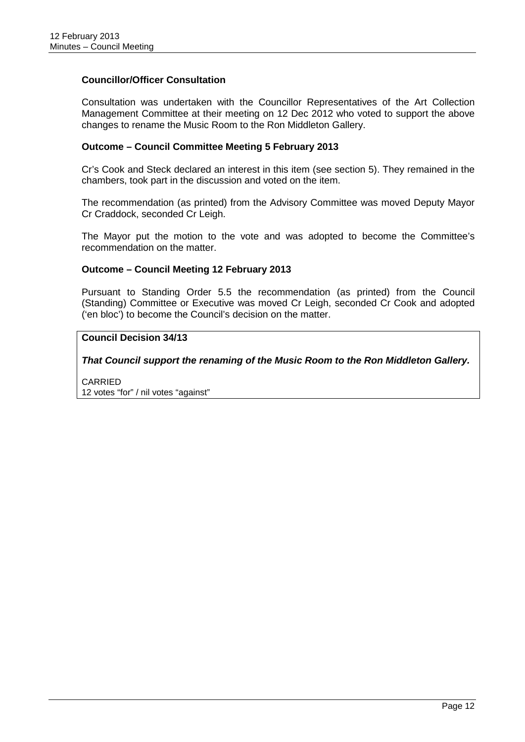**Councillor/Officer Consultation**

Consultation was undertaken with the Councillor Representatives of the Art Collection Management Committee at their meeting on 12 Dec 2012 who voted to support the above changes to rename the Music Room to the Ron Middleton Gallery.

**Outcome – Council Committee Meeting 5 February 2013**

Cr's Cook and Steck declared an interest in this item (see section 5). They remained in the chambers, took part in the discussion and voted on the item.

The recommendation (as printed) from the Advisory Committee was moved Deputy Mayor Cr Craddock, seconded Cr Leigh.

The Mayor put the motion to the vote and was adopted to become the Committee's recommendation on the matter.

**Outcome – Council Meeting 12 February 2013**

Pursuant to Standing Order 5.5 the recommendation (as printed) from the Council (Standing) Committee or Executive was moved Cr Leigh, seconded Cr Cook and adopted ('en bloc') to become the Council's decision on the matter.

**Council Decision 34/13**

***That Council support the renaming of the Music Room to the Ron Middleton Gallery.***

CARRIED
12 votes "for" / nil votes "against"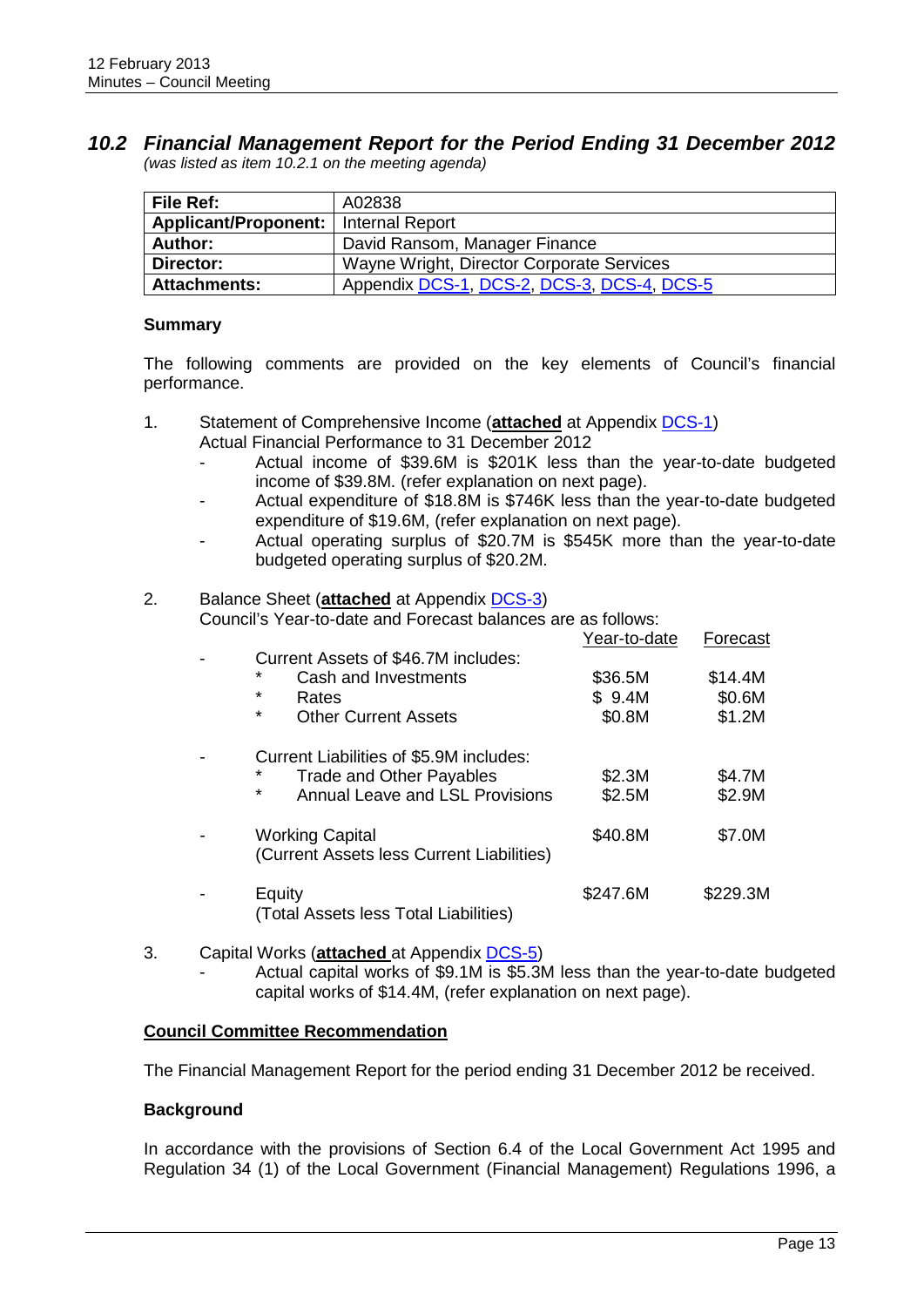## 10.2 *Financial Management Report for the Period Ending 31 December 2012*

*(was listed as item 10.2.1 on the meeting agenda)*

| **File Ref:** | A02838 |
|---|---|
| **Applicant/Proponent:** | Internal Report |
| **Author:** | David Ransom, Manager Finance |
| **Director:** | Wayne Wright, Director Corporate Services |
| **Attachments:** | Appendix DCS-1, DCS-2, DCS-3, DCS-4, DCS-5 |

**Summary**

The following comments are provided on the key elements of Council's financial performance.

1. Statement of Comprehensive Income (**attached** at Appendix DCS-1)
   Actual Financial Performance to 31 December 2012
   - Actual income of \$39.6M is \$201K less than the year-to-date budgeted income of \$39.8M. (refer explanation on next page).
   - Actual expenditure of \$18.8M is \$746K less than the year-to-date budgeted expenditure of \$19.6M, (refer explanation on next page).
   - Actual operating surplus of \$20.7M is \$545K more than the year-to-date budgeted operating surplus of \$20.2M.

2. Balance Sheet (**attached** at Appendix DCS-3)
   Council's Year-to-date and Forecast balances are as follows:

| | Year-to-date | Forecast |
|---|---|---|
| - Current Assets of \$46.7M includes: | | |
| * Cash and Investments | \$36.5M | \$14.4M |
| * Rates | \$ 9.4M | \$0.6M |
| * Other Current Assets | \$0.8M | \$1.2M |
| - Current Liabilities of \$5.9M includes: | | |
| * Trade and Other Payables | \$2.3M | \$4.7M |
| * Annual Leave and LSL Provisions | \$2.5M | \$2.9M |
| - Working Capital (Current Assets less Current Liabilities) | \$40.8M | \$7.0M |
| - Equity (Total Assets less Total Liabilities) | \$247.6M | \$229.3M |

3. Capital Works (**attached** at Appendix DCS-5)
   - Actual capital works of \$9.1M is \$5.3M less than the year-to-date budgeted capital works of \$14.4M, (refer explanation on next page).

**Council Committee Recommendation**

The Financial Management Report for the period ending 31 December 2012 be received.

**Background**

In accordance with the provisions of Section 6.4 of the Local Government Act 1995 and Regulation 34 (1) of the Local Government (Financial Management) Regulations 1996, a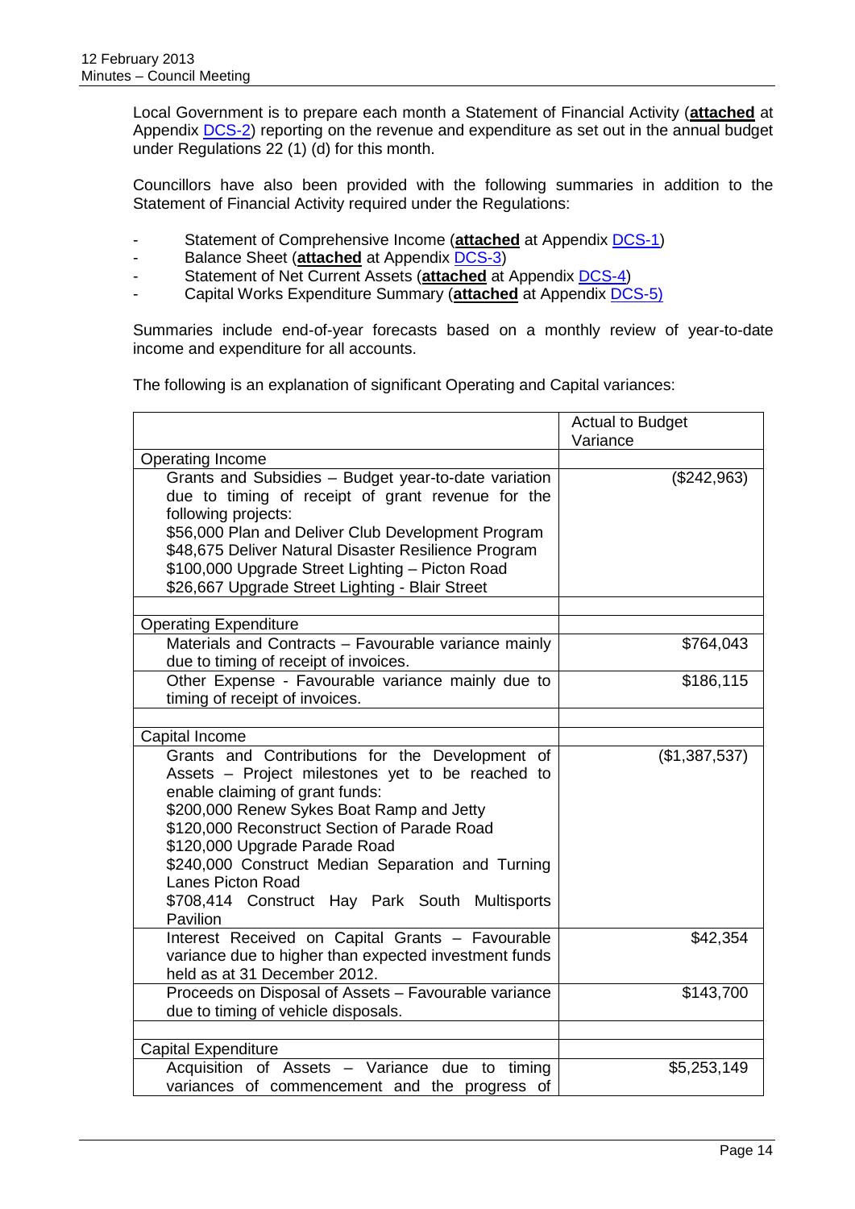Local Government is to prepare each month a Statement of Financial Activity (**attached** at Appendix DCS-2) reporting on the revenue and expenditure as set out in the annual budget under Regulations 22 (1) (d) for this month.

Councillors have also been provided with the following summaries in addition to the Statement of Financial Activity required under the Regulations:

- Statement of Comprehensive Income (**attached** at Appendix DCS-1)
- Balance Sheet (**attached** at Appendix DCS-3)
- Statement of Net Current Assets (**attached** at Appendix DCS-4)
- Capital Works Expenditure Summary (**attached** at Appendix DCS-5)

Summaries include end-of-year forecasts based on a monthly review of year-to-date income and expenditure for all accounts.

The following is an explanation of significant Operating and Capital variances:

| | Actual to Budget Variance |
|---|---|
| Operating Income | |
| Grants and Subsidies – Budget year-to-date variation due to timing of receipt of grant revenue for the following projects:<br>$56,000 Plan and Deliver Club Development Program<br>$48,675 Deliver Natural Disaster Resilience Program<br>$100,000 Upgrade Street Lighting – Picton Road<br>$26,667 Upgrade Street Lighting - Blair Street | ($242,963) |
| | |
| Operating Expenditure | |
| Materials and Contracts – Favourable variance mainly due to timing of receipt of invoices. | $764,043 |
| Other Expense - Favourable variance mainly due to timing of receipt of invoices. | $186,115 |
| | |
| Capital Income | |
| Grants and Contributions for the Development of Assets – Project milestones yet to be reached to enable claiming of grant funds:<br>$200,000 Renew Sykes Boat Ramp and Jetty<br>$120,000 Reconstruct Section of Parade Road<br>$120,000 Upgrade Parade Road<br>$240,000 Construct Median Separation and Turning Lanes Picton Road<br>$708,414 Construct Hay Park South Multisports Pavilion | ($1,387,537) |
| Interest Received on Capital Grants – Favourable variance due to higher than expected investment funds held as at 31 December 2012. | $42,354 |
| Proceeds on Disposal of Assets – Favourable variance due to timing of vehicle disposals. | $143,700 |
| | |
| Capital Expenditure | |
| Acquisition of Assets – Variance due to timing variances of commencement and the progress of | $5,253,149 |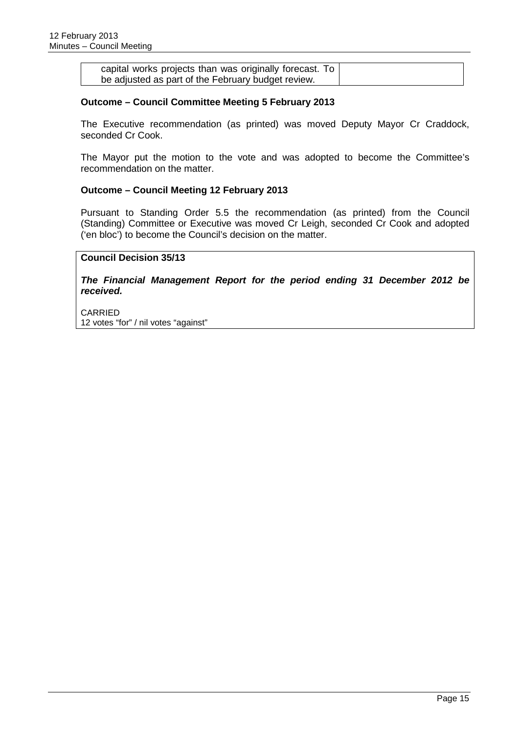| capital works projects than was originally forecast. To be adjusted as part of the February budget review. | |
|---|---|

**Outcome – Council Committee Meeting 5 February 2013**

The Executive recommendation (as printed) was moved Deputy Mayor Cr Craddock, seconded Cr Cook.

The Mayor put the motion to the vote and was adopted to become the Committee's recommendation on the matter.

**Outcome – Council Meeting 12 February 2013**

Pursuant to Standing Order 5.5 the recommendation (as printed) from the Council (Standing) Committee or Executive was moved Cr Leigh, seconded Cr Cook and adopted ('en bloc') to become the Council's decision on the matter.

**Council Decision 35/13**

***The Financial Management Report for the period ending 31 December 2012 be received.***

CARRIED
12 votes "for" / nil votes "against"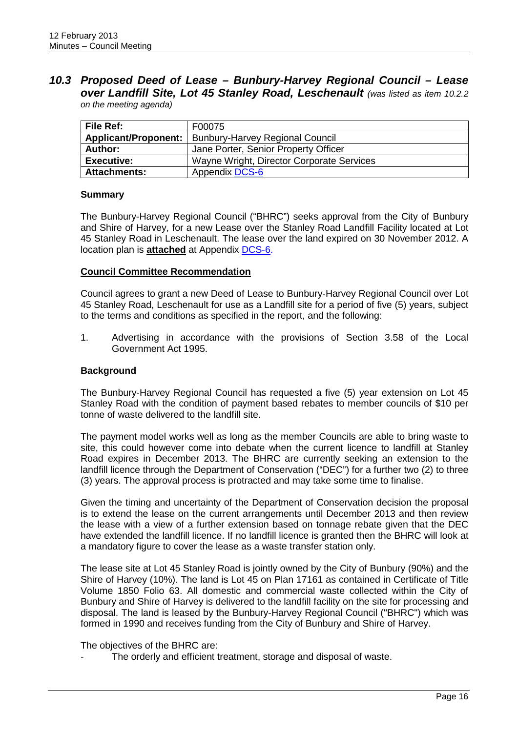## *10.3 Proposed Deed of Lease – Bunbury-Harvey Regional Council – Lease over Landfill Site, Lot 45 Stanley Road, Leschenault* *(was listed as item 10.2.2 on the meeting agenda)*

| File Ref: | F00075 |
|---|---|
| Applicant/Proponent: | Bunbury-Harvey Regional Council |
| Author: | Jane Porter, Senior Property Officer |
| Executive: | Wayne Wright, Director Corporate Services |
| Attachments: | Appendix DCS-6 |

**Summary**

The Bunbury-Harvey Regional Council ("BHRC") seeks approval from the City of Bunbury and Shire of Harvey, for a new Lease over the Stanley Road Landfill Facility located at Lot 45 Stanley Road in Leschenault. The lease over the land expired on 30 November 2012. A location plan is **attached** at Appendix DCS-6.

**Council Committee Recommendation**

Council agrees to grant a new Deed of Lease to Bunbury-Harvey Regional Council over Lot 45 Stanley Road, Leschenault for use as a Landfill site for a period of five (5) years, subject to the terms and conditions as specified in the report, and the following:

1. Advertising in accordance with the provisions of Section 3.58 of the Local Government Act 1995.

**Background**

The Bunbury-Harvey Regional Council has requested a five (5) year extension on Lot 45 Stanley Road with the condition of payment based rebates to member councils of $10 per tonne of waste delivered to the landfill site.

The payment model works well as long as the member Councils are able to bring waste to site, this could however come into debate when the current licence to landfill at Stanley Road expires in December 2013. The BHRC are currently seeking an extension to the landfill licence through the Department of Conservation ("DEC") for a further two (2) to three (3) years. The approval process is protracted and may take some time to finalise.

Given the timing and uncertainty of the Department of Conservation decision the proposal is to extend the lease on the current arrangements until December 2013 and then review the lease with a view of a further extension based on tonnage rebate given that the DEC have extended the landfill licence. If no landfill licence is granted then the BHRC will look at a mandatory figure to cover the lease as a waste transfer station only.

The lease site at Lot 45 Stanley Road is jointly owned by the City of Bunbury (90%) and the Shire of Harvey (10%). The land is Lot 45 on Plan 17161 as contained in Certificate of Title Volume 1850 Folio 63. All domestic and commercial waste collected within the City of Bunbury and Shire of Harvey is delivered to the landfill facility on the site for processing and disposal. The land is leased by the Bunbury-Harvey Regional Council ("BHRC") which was formed in 1990 and receives funding from the City of Bunbury and Shire of Harvey.

The objectives of the BHRC are:

- The orderly and efficient treatment, storage and disposal of waste.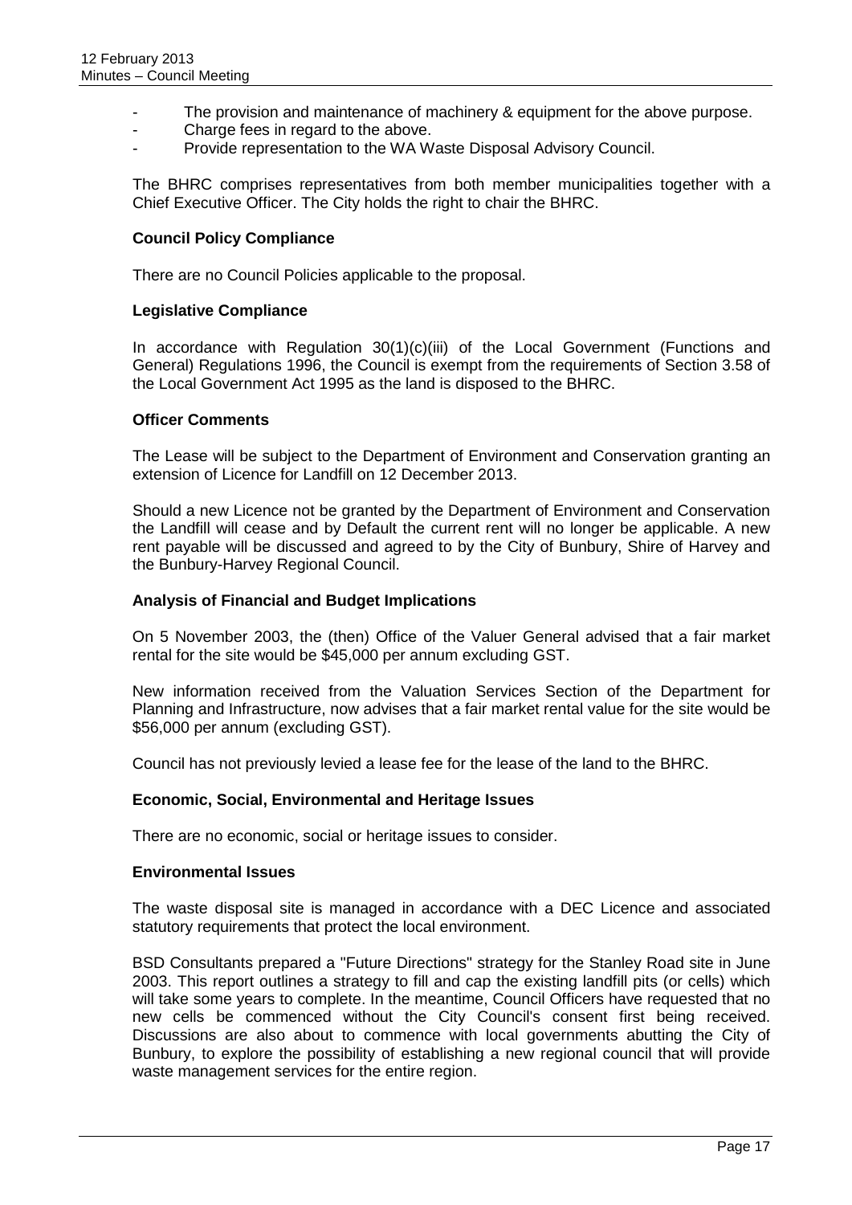- The provision and maintenance of machinery & equipment for the above purpose.
- Charge fees in regard to the above.
- Provide representation to the WA Waste Disposal Advisory Council.

The BHRC comprises representatives from both member municipalities together with a Chief Executive Officer. The City holds the right to chair the BHRC.

**Council Policy Compliance**

There are no Council Policies applicable to the proposal.

**Legislative Compliance**

In accordance with Regulation 30(1)(c)(iii) of the Local Government (Functions and General) Regulations 1996, the Council is exempt from the requirements of Section 3.58 of the Local Government Act 1995 as the land is disposed to the BHRC.

**Officer Comments**

The Lease will be subject to the Department of Environment and Conservation granting an extension of Licence for Landfill on 12 December 2013.

Should a new Licence not be granted by the Department of Environment and Conservation the Landfill will cease and by Default the current rent will no longer be applicable. A new rent payable will be discussed and agreed to by the City of Bunbury, Shire of Harvey and the Bunbury-Harvey Regional Council.

**Analysis of Financial and Budget Implications**

On 5 November 2003, the (then) Office of the Valuer General advised that a fair market rental for the site would be $45,000 per annum excluding GST.

New information received from the Valuation Services Section of the Department for Planning and Infrastructure, now advises that a fair market rental value for the site would be $56,000 per annum (excluding GST).

Council has not previously levied a lease fee for the lease of the land to the BHRC.

**Economic, Social, Environmental and Heritage Issues**

There are no economic, social or heritage issues to consider.

**Environmental Issues**

The waste disposal site is managed in accordance with a DEC Licence and associated statutory requirements that protect the local environment.

BSD Consultants prepared a "Future Directions" strategy for the Stanley Road site in June 2003. This report outlines a strategy to fill and cap the existing landfill pits (or cells) which will take some years to complete. In the meantime, Council Officers have requested that no new cells be commenced without the City Council's consent first being received. Discussions are also about to commence with local governments abutting the City of Bunbury, to explore the possibility of establishing a new regional council that will provide waste management services for the entire region.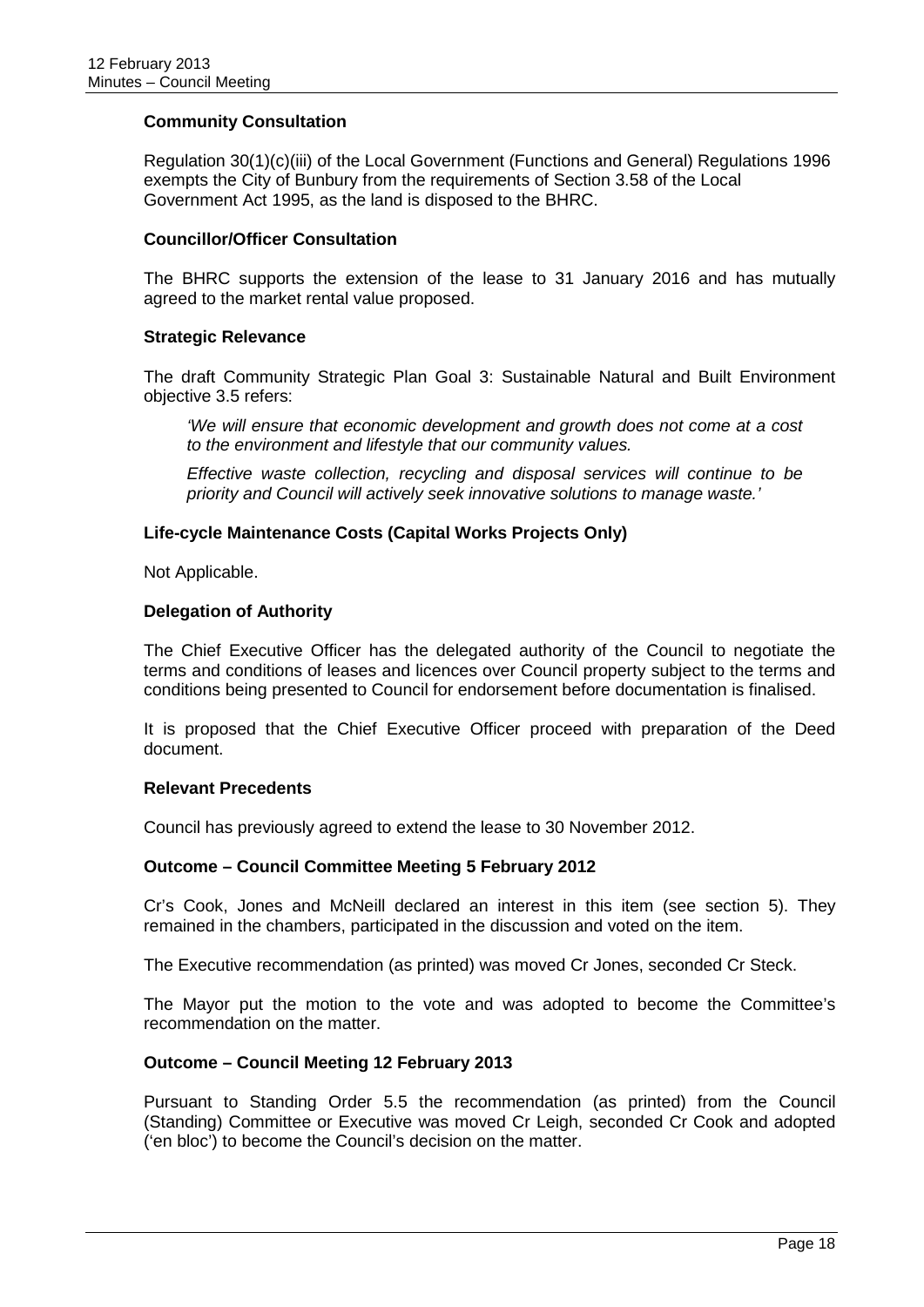### Community Consultation

Regulation 30(1)(c)(iii) of the Local Government (Functions and General) Regulations 1996 exempts the City of Bunbury from the requirements of Section 3.58 of the Local Government Act 1995, as the land is disposed to the BHRC.

### Councillor/Officer Consultation

The BHRC supports the extension of the lease to 31 January 2016 and has mutually agreed to the market rental value proposed.

### Strategic Relevance

The draft Community Strategic Plan Goal 3: Sustainable Natural and Built Environment objective 3.5 refers:

> *'We will ensure that economic development and growth does not come at a cost to the environment and lifestyle that our community values.*
>
> *Effective waste collection, recycling and disposal services will continue to be priority and Council will actively seek innovative solutions to manage waste.'*

### Life-cycle Maintenance Costs (Capital Works Projects Only)

Not Applicable.

### Delegation of Authority

The Chief Executive Officer has the delegated authority of the Council to negotiate the terms and conditions of leases and licences over Council property subject to the terms and conditions being presented to Council for endorsement before documentation is finalised.

It is proposed that the Chief Executive Officer proceed with preparation of the Deed document.

### Relevant Precedents

Council has previously agreed to extend the lease to 30 November 2012.

### Outcome – Council Committee Meeting 5 February 2012

Cr's Cook, Jones and McNeill declared an interest in this item (see section 5). They remained in the chambers, participated in the discussion and voted on the item.

The Executive recommendation (as printed) was moved Cr Jones, seconded Cr Steck.

The Mayor put the motion to the vote and was adopted to become the Committee's recommendation on the matter.

### Outcome – Council Meeting 12 February 2013

Pursuant to Standing Order 5.5 the recommendation (as printed) from the Council (Standing) Committee or Executive was moved Cr Leigh, seconded Cr Cook and adopted ('en bloc') to become the Council's decision on the matter.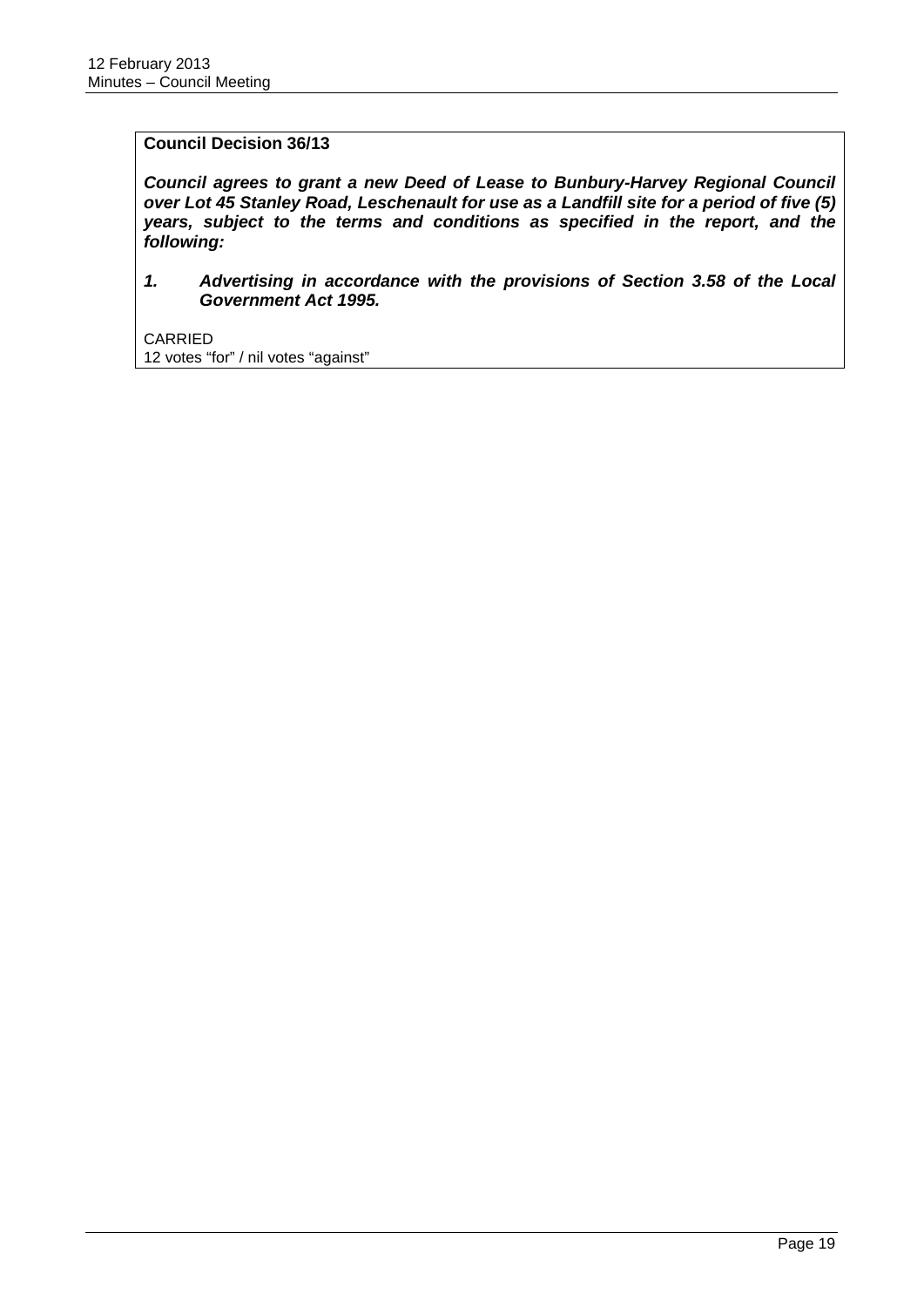**Council Decision 36/13**

***Council agrees to grant a new Deed of Lease to Bunbury-Harvey Regional Council over Lot 45 Stanley Road, Leschenault for use as a Landfill site for a period of five (5) years, subject to the terms and conditions as specified in the report, and the following:***

1. ***Advertising in accordance with the provisions of Section 3.58 of the Local Government Act 1995.***

CARRIED
12 votes "for" / nil votes "against"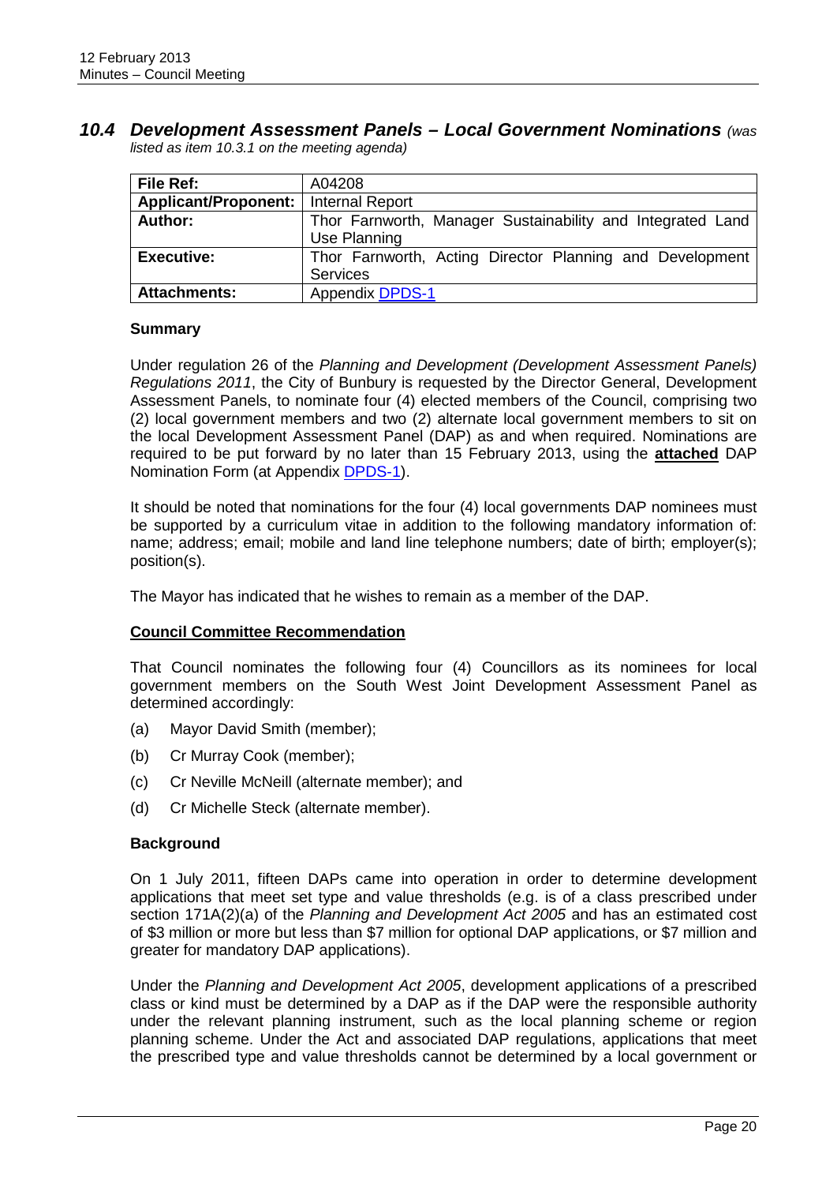## *10.4 Development Assessment Panels – Local Government Nominations* *(was listed as item 10.3.1 on the meeting agenda)*

| **File Ref:** | A04208 |
|---|---|
| **Applicant/Proponent:** | Internal Report |
| **Author:** | Thor Farnworth, Manager Sustainability and Integrated Land Use Planning |
| **Executive:** | Thor Farnworth, Acting Director Planning and Development Services |
| **Attachments:** | Appendix DPDS-1 |

**Summary**

Under regulation 26 of the *Planning and Development (Development Assessment Panels) Regulations 2011*, the City of Bunbury is requested by the Director General, Development Assessment Panels, to nominate four (4) elected members of the Council, comprising two (2) local government members and two (2) alternate local government members to sit on the local Development Assessment Panel (DAP) as and when required. Nominations are required to be put forward by no later than 15 February 2013, using the **attached** DAP Nomination Form (at Appendix DPDS-1).

It should be noted that nominations for the four (4) local governments DAP nominees must be supported by a curriculum vitae in addition to the following mandatory information of: name; address; email; mobile and land line telephone numbers; date of birth; employer(s); position(s).

The Mayor has indicated that he wishes to remain as a member of the DAP.

**Council Committee Recommendation**

That Council nominates the following four (4) Councillors as its nominees for local government members on the South West Joint Development Assessment Panel as determined accordingly:

(a) Mayor David Smith (member);

(b) Cr Murray Cook (member);

(c) Cr Neville McNeill (alternate member); and

(d) Cr Michelle Steck (alternate member).

**Background**

On 1 July 2011, fifteen DAPs came into operation in order to determine development applications that meet set type and value thresholds (e.g. is of a class prescribed under section 171A(2)(a) of the *Planning and Development Act 2005* and has an estimated cost of \$3 million or more but less than \$7 million for optional DAP applications, or \$7 million and greater for mandatory DAP applications).

Under the *Planning and Development Act 2005*, development applications of a prescribed class or kind must be determined by a DAP as if the DAP were the responsible authority under the relevant planning instrument, such as the local planning scheme or region planning scheme. Under the Act and associated DAP regulations, applications that meet the prescribed type and value thresholds cannot be determined by a local government or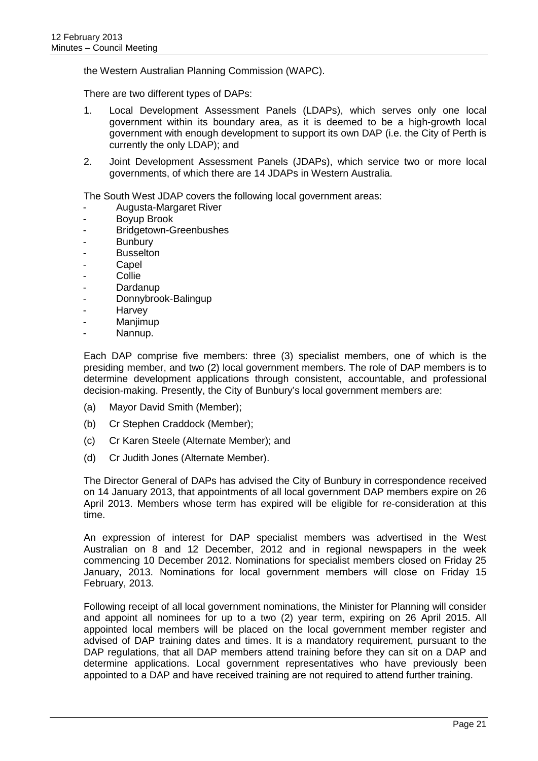the Western Australian Planning Commission (WAPC).

There are two different types of DAPs:

1. Local Development Assessment Panels (LDAPs), which serves only one local government within its boundary area, as it is deemed to be a high-growth local government with enough development to support its own DAP (i.e. the City of Perth is currently the only LDAP); and
2. Joint Development Assessment Panels (JDAPs), which service two or more local governments, of which there are 14 JDAPs in Western Australia.

The South West JDAP covers the following local government areas:

- Augusta-Margaret River
- Boyup Brook
- Bridgetown-Greenbushes
- Bunbury
- Busselton
- Capel
- Collie
- Dardanup
- Donnybrook-Balingup
- Harvey
- Manjimup
- Nannup.

Each DAP comprise five members: three (3) specialist members, one of which is the presiding member, and two (2) local government members. The role of DAP members is to determine development applications through consistent, accountable, and professional decision-making. Presently, the City of Bunbury's local government members are:

(a) Mayor David Smith (Member);

(b) Cr Stephen Craddock (Member);

(c) Cr Karen Steele (Alternate Member); and

(d) Cr Judith Jones (Alternate Member).

The Director General of DAPs has advised the City of Bunbury in correspondence received on 14 January 2013, that appointments of all local government DAP members expire on 26 April 2013. Members whose term has expired will be eligible for re-consideration at this time.

An expression of interest for DAP specialist members was advertised in the West Australian on 8 and 12 December, 2012 and in regional newspapers in the week commencing 10 December 2012. Nominations for specialist members closed on Friday 25 January, 2013. Nominations for local government members will close on Friday 15 February, 2013.

Following receipt of all local government nominations, the Minister for Planning will consider and appoint all nominees for up to a two (2) year term, expiring on 26 April 2015. All appointed local members will be placed on the local government member register and advised of DAP training dates and times. It is a mandatory requirement, pursuant to the DAP regulations, that all DAP members attend training before they can sit on a DAP and determine applications. Local government representatives who have previously been appointed to a DAP and have received training are not required to attend further training.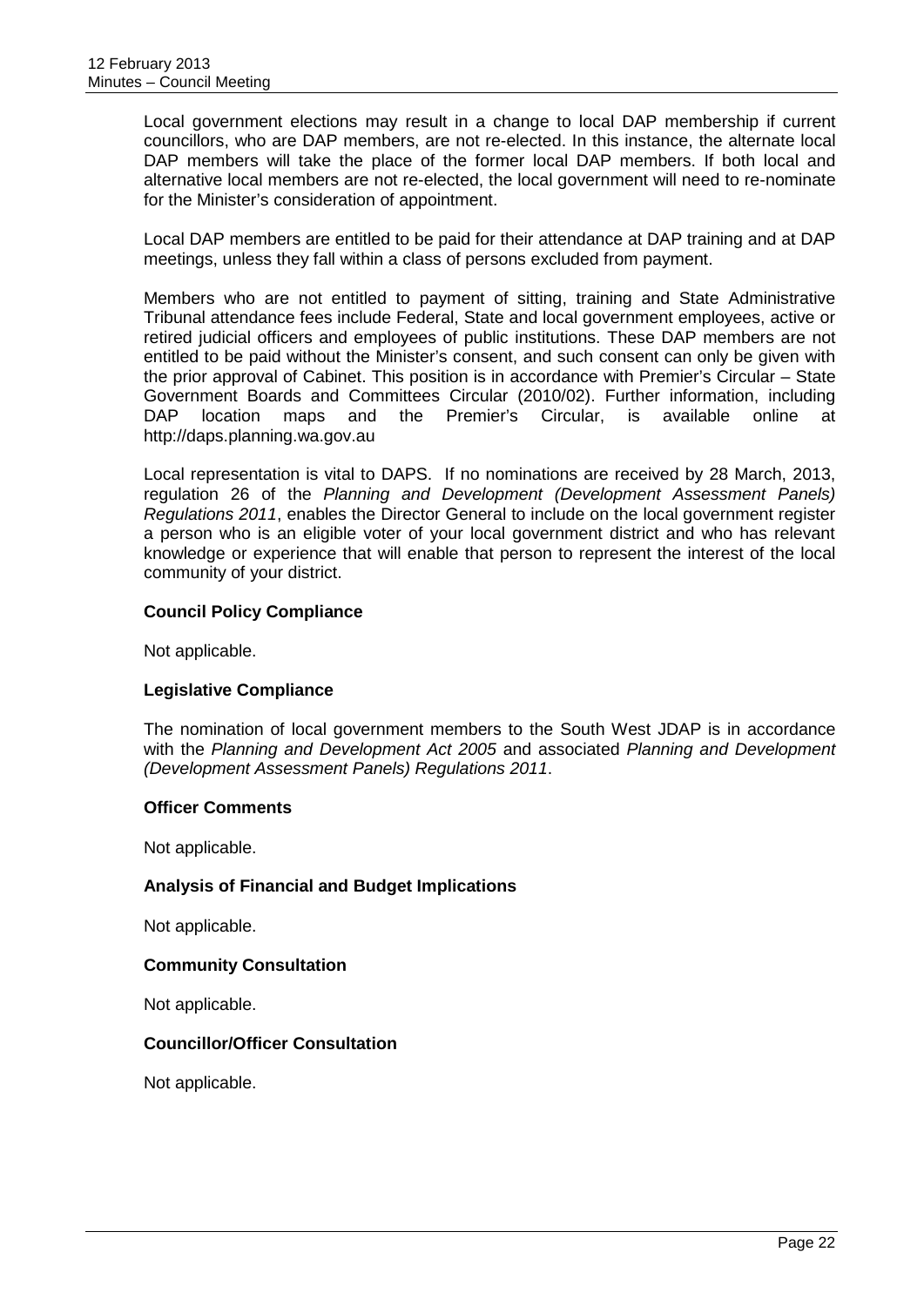Local government elections may result in a change to local DAP membership if current councillors, who are DAP members, are not re-elected. In this instance, the alternate local DAP members will take the place of the former local DAP members. If both local and alternative local members are not re-elected, the local government will need to re-nominate for the Minister's consideration of appointment.

Local DAP members are entitled to be paid for their attendance at DAP training and at DAP meetings, unless they fall within a class of persons excluded from payment.

Members who are not entitled to payment of sitting, training and State Administrative Tribunal attendance fees include Federal, State and local government employees, active or retired judicial officers and employees of public institutions. These DAP members are not entitled to be paid without the Minister's consent, and such consent can only be given with the prior approval of Cabinet. This position is in accordance with Premier's Circular – State Government Boards and Committees Circular (2010/02). Further information, including DAP location maps and the Premier's Circular, is available online at http://daps.planning.wa.gov.au

Local representation is vital to DAPS. If no nominations are received by 28 March, 2013, regulation 26 of the *Planning and Development (Development Assessment Panels) Regulations 2011*, enables the Director General to include on the local government register a person who is an eligible voter of your local government district and who has relevant knowledge or experience that will enable that person to represent the interest of the local community of your district.

**Council Policy Compliance**

Not applicable.

**Legislative Compliance**

The nomination of local government members to the South West JDAP is in accordance with the *Planning and Development Act 2005* and associated *Planning and Development (Development Assessment Panels) Regulations 2011*.

**Officer Comments**

Not applicable.

**Analysis of Financial and Budget Implications**

Not applicable.

**Community Consultation**

Not applicable.

**Councillor/Officer Consultation**

Not applicable.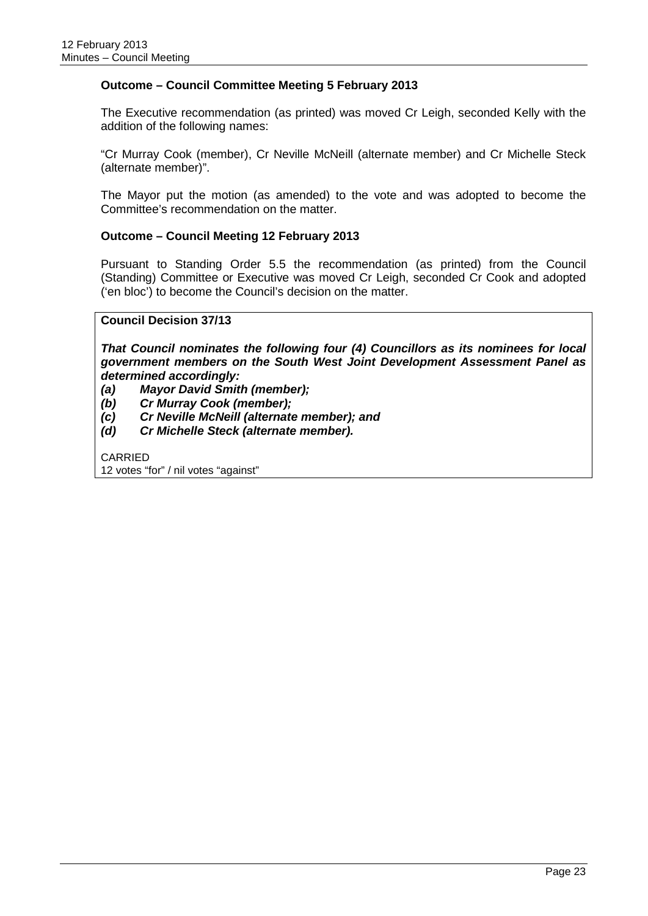**Outcome – Council Committee Meeting 5 February 2013**

The Executive recommendation (as printed) was moved Cr Leigh, seconded Kelly with the addition of the following names:

"Cr Murray Cook (member), Cr Neville McNeill (alternate member) and Cr Michelle Steck (alternate member)".

The Mayor put the motion (as amended) to the vote and was adopted to become the Committee's recommendation on the matter.

**Outcome – Council Meeting 12 February 2013**

Pursuant to Standing Order 5.5 the recommendation (as printed) from the Council (Standing) Committee or Executive was moved Cr Leigh, seconded Cr Cook and adopted ('en bloc') to become the Council's decision on the matter.

**Council Decision 37/13**

***That Council nominates the following four (4) Councillors as its nominees for local government members on the South West Joint Development Assessment Panel as determined accordingly:***

***(a) Mayor David Smith (member);***
***(b) Cr Murray Cook (member);***
***(c) Cr Neville McNeill (alternate member); and***
***(d) Cr Michelle Steck (alternate member).***

CARRIED
12 votes "for" / nil votes "against"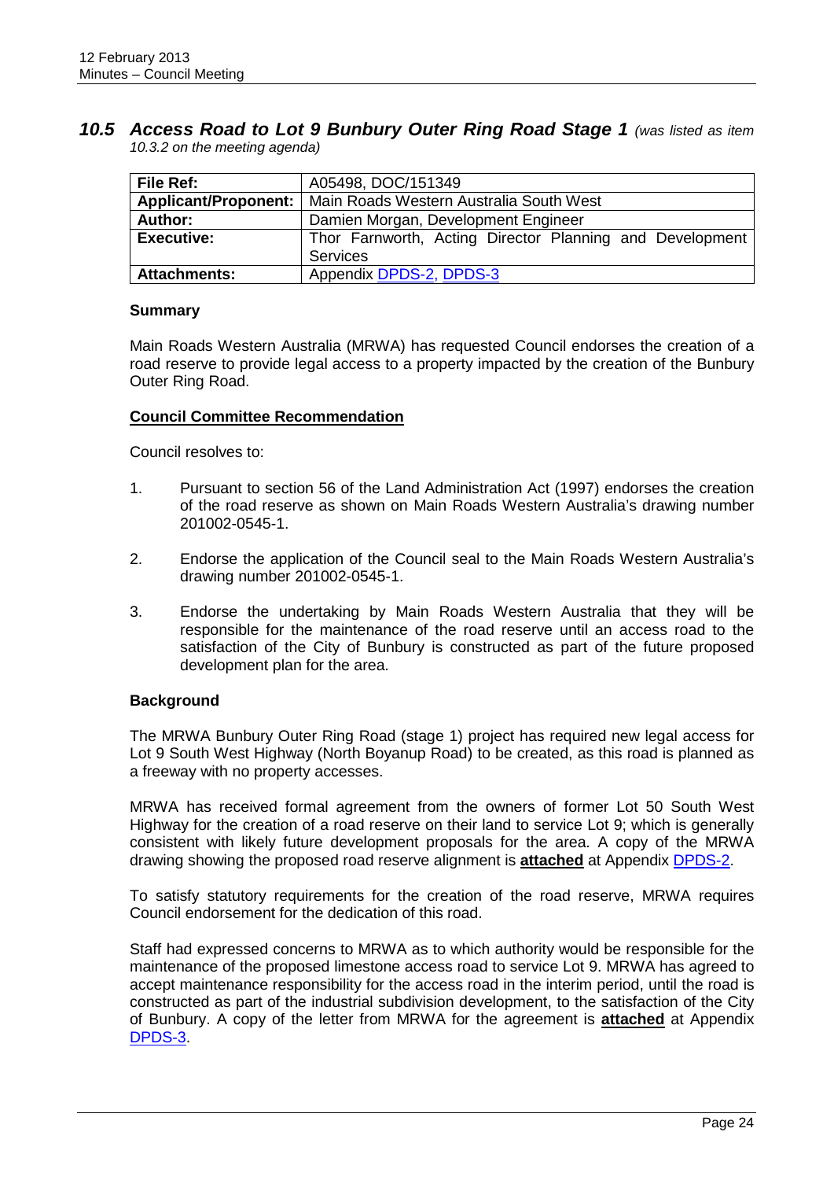## *10.5 Access Road to Lot 9 Bunbury Outer Ring Road Stage 1* *(was listed as item 10.3.2 on the meeting agenda)*

| **File Ref:** | A05498, DOC/151349 |
|---|---|
| **Applicant/Proponent:** | Main Roads Western Australia South West |
| **Author:** | Damien Morgan, Development Engineer |
| **Executive:** | Thor Farnworth, Acting Director Planning and Development Services |
| **Attachments:** | Appendix DPDS-2, DPDS-3 |

### Summary

Main Roads Western Australia (MRWA) has requested Council endorses the creation of a road reserve to provide legal access to a property impacted by the creation of the Bunbury Outer Ring Road.

### Council Committee Recommendation

Council resolves to:

1. Pursuant to section 56 of the Land Administration Act (1997) endorses the creation of the road reserve as shown on Main Roads Western Australia's drawing number 201002-0545-1.

2. Endorse the application of the Council seal to the Main Roads Western Australia's drawing number 201002-0545-1.

3. Endorse the undertaking by Main Roads Western Australia that they will be responsible for the maintenance of the road reserve until an access road to the satisfaction of the City of Bunbury is constructed as part of the future proposed development plan for the area.

### Background

The MRWA Bunbury Outer Ring Road (stage 1) project has required new legal access for Lot 9 South West Highway (North Boyanup Road) to be created, as this road is planned as a freeway with no property accesses.

MRWA has received formal agreement from the owners of former Lot 50 South West Highway for the creation of a road reserve on their land to service Lot 9; which is generally consistent with likely future development proposals for the area. A copy of the MRWA drawing showing the proposed road reserve alignment is **attached** at Appendix DPDS-2.

To satisfy statutory requirements for the creation of the road reserve, MRWA requires Council endorsement for the dedication of this road.

Staff had expressed concerns to MRWA as to which authority would be responsible for the maintenance of the proposed limestone access road to service Lot 9. MRWA has agreed to accept maintenance responsibility for the access road in the interim period, until the road is constructed as part of the industrial subdivision development, to the satisfaction of the City of Bunbury. A copy of the letter from MRWA for the agreement is **attached** at Appendix DPDS-3.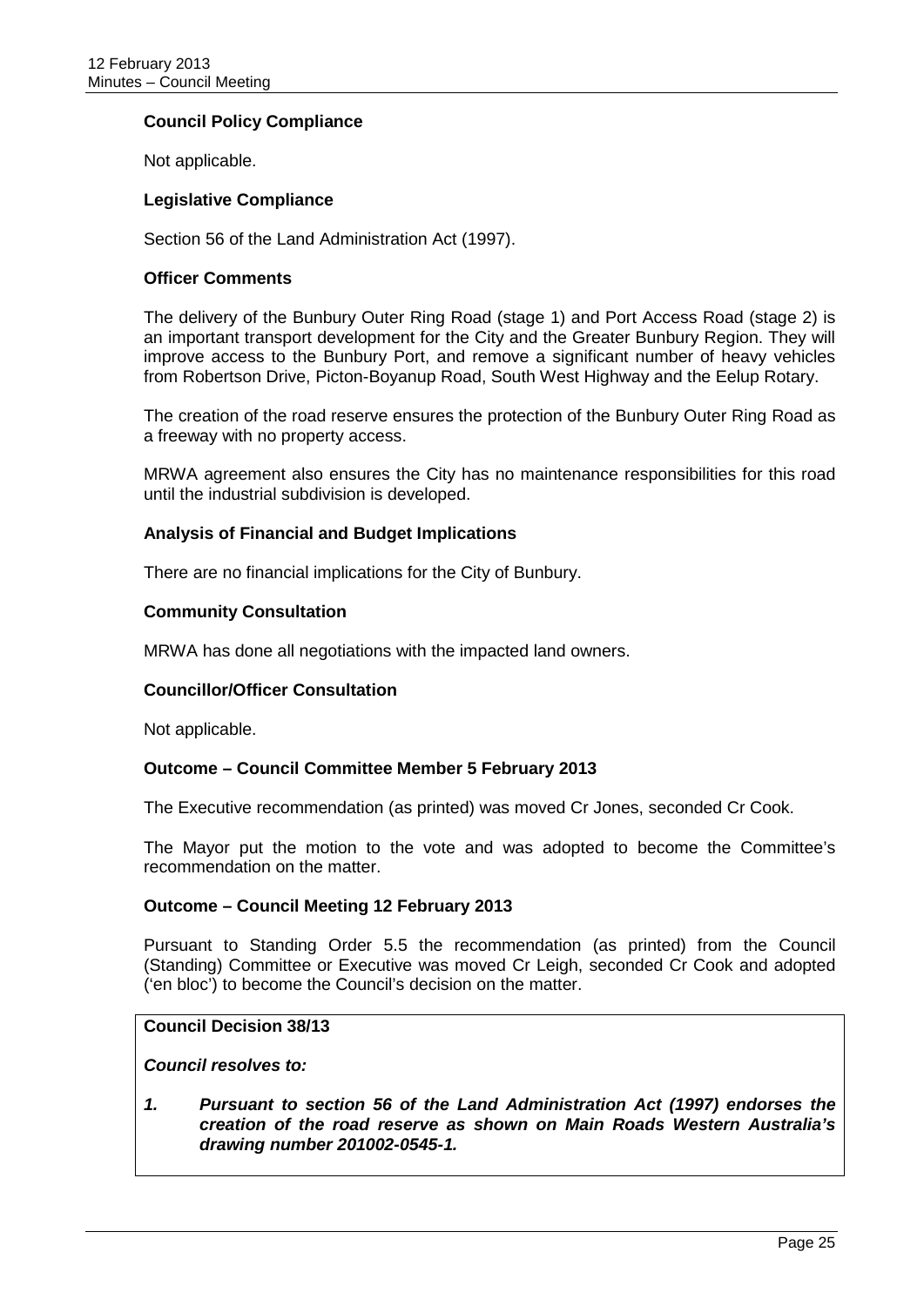### Council Policy Compliance

Not applicable.

### Legislative Compliance

Section 56 of the Land Administration Act (1997).

### Officer Comments

The delivery of the Bunbury Outer Ring Road (stage 1) and Port Access Road (stage 2) is an important transport development for the City and the Greater Bunbury Region. They will improve access to the Bunbury Port, and remove a significant number of heavy vehicles from Robertson Drive, Picton-Boyanup Road, South West Highway and the Eelup Rotary.

The creation of the road reserve ensures the protection of the Bunbury Outer Ring Road as a freeway with no property access.

MRWA agreement also ensures the City has no maintenance responsibilities for this road until the industrial subdivision is developed.

### Analysis of Financial and Budget Implications

There are no financial implications for the City of Bunbury.

### Community Consultation

MRWA has done all negotiations with the impacted land owners.

### Councillor/Officer Consultation

Not applicable.

### Outcome – Council Committee Member 5 February 2013

The Executive recommendation (as printed) was moved Cr Jones, seconded Cr Cook.

The Mayor put the motion to the vote and was adopted to become the Committee's recommendation on the matter.

### Outcome – Council Meeting 12 February 2013

Pursuant to Standing Order 5.5 the recommendation (as printed) from the Council (Standing) Committee or Executive was moved Cr Leigh, seconded Cr Cook and adopted ('en bloc') to become the Council's decision on the matter.

**Council Decision 38/13**

***Council resolves to:***

***1. Pursuant to section 56 of the Land Administration Act (1997) endorses the creation of the road reserve as shown on Main Roads Western Australia's drawing number 201002-0545-1.***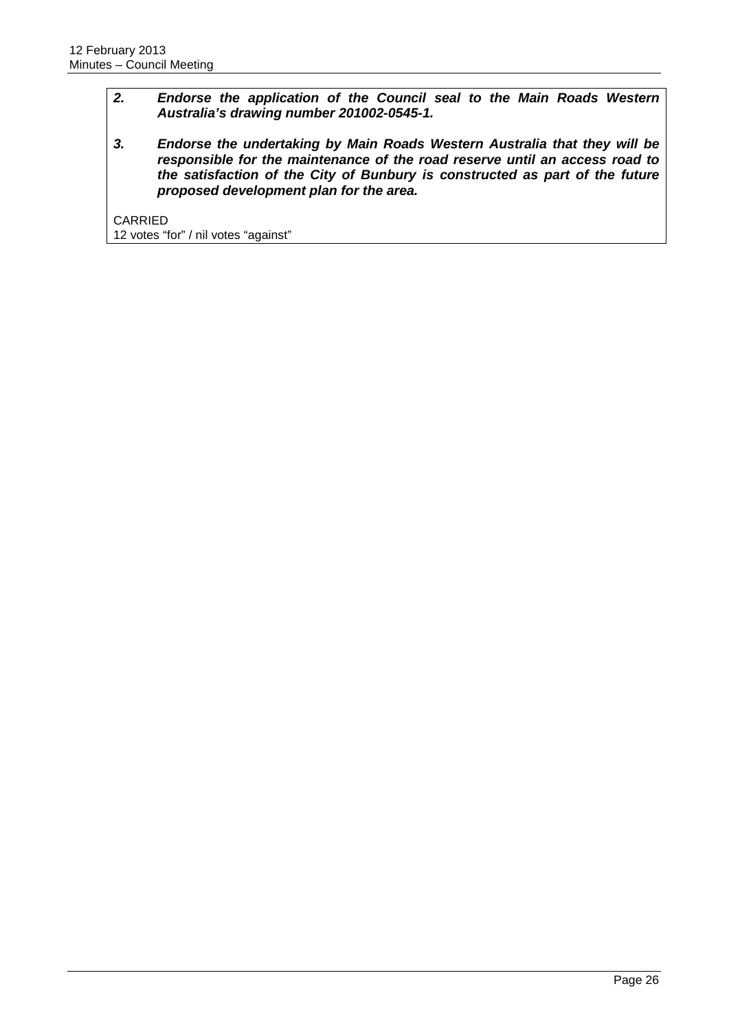2. ***Endorse the application of the Council seal to the Main Roads Western Australia's drawing number 201002-0545-1.***

3. ***Endorse the undertaking by Main Roads Western Australia that they will be responsible for the maintenance of the road reserve until an access road to the satisfaction of the City of Bunbury is constructed as part of the future proposed development plan for the area.***

CARRIED
12 votes "for" / nil votes "against"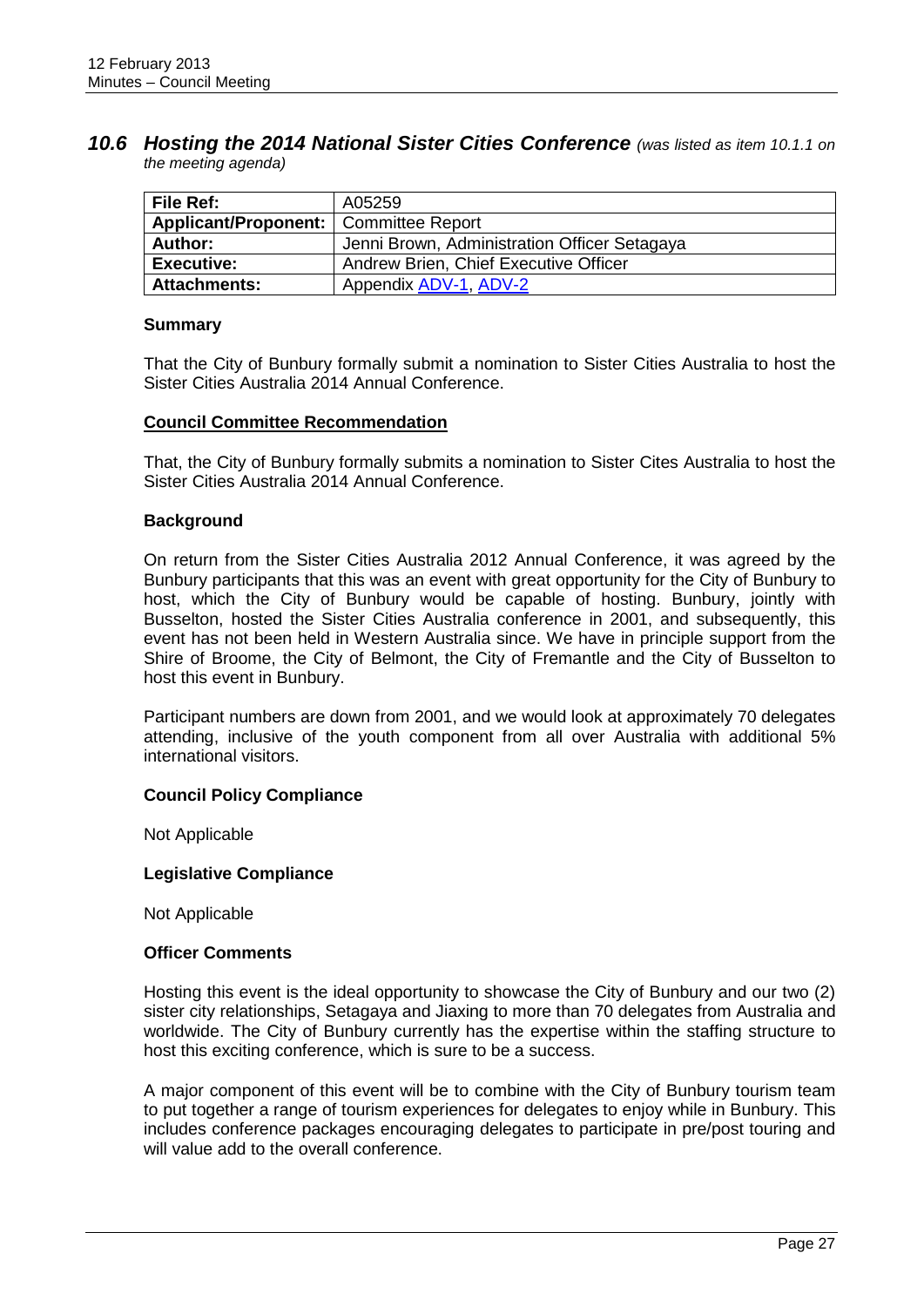## *10.6 Hosting the 2014 National Sister Cities Conference* *(was listed as item 10.1.1 on the meeting agenda)*

| **File Ref:** | A05259 |
|---|---|
| **Applicant/Proponent:** | Committee Report |
| **Author:** | Jenni Brown, Administration Officer Setagaya |
| **Executive:** | Andrew Brien, Chief Executive Officer |
| **Attachments:** | Appendix ADV-1, ADV-2 |

### Summary

That the City of Bunbury formally submit a nomination to Sister Cities Australia to host the Sister Cities Australia 2014 Annual Conference.

### Council Committee Recommendation

That, the City of Bunbury formally submits a nomination to Sister Cites Australia to host the Sister Cities Australia 2014 Annual Conference.

### Background

On return from the Sister Cities Australia 2012 Annual Conference, it was agreed by the Bunbury participants that this was an event with great opportunity for the City of Bunbury to host, which the City of Bunbury would be capable of hosting. Bunbury, jointly with Busselton, hosted the Sister Cities Australia conference in 2001, and subsequently, this event has not been held in Western Australia since. We have in principle support from the Shire of Broome, the City of Belmont, the City of Fremantle and the City of Busselton to host this event in Bunbury.

Participant numbers are down from 2001, and we would look at approximately 70 delegates attending, inclusive of the youth component from all over Australia with additional 5% international visitors.

### Council Policy Compliance

Not Applicable

### Legislative Compliance

Not Applicable

### Officer Comments

Hosting this event is the ideal opportunity to showcase the City of Bunbury and our two (2) sister city relationships, Setagaya and Jiaxing to more than 70 delegates from Australia and worldwide. The City of Bunbury currently has the expertise within the staffing structure to host this exciting conference, which is sure to be a success.

A major component of this event will be to combine with the City of Bunbury tourism team to put together a range of tourism experiences for delegates to enjoy while in Bunbury. This includes conference packages encouraging delegates to participate in pre/post touring and will value add to the overall conference.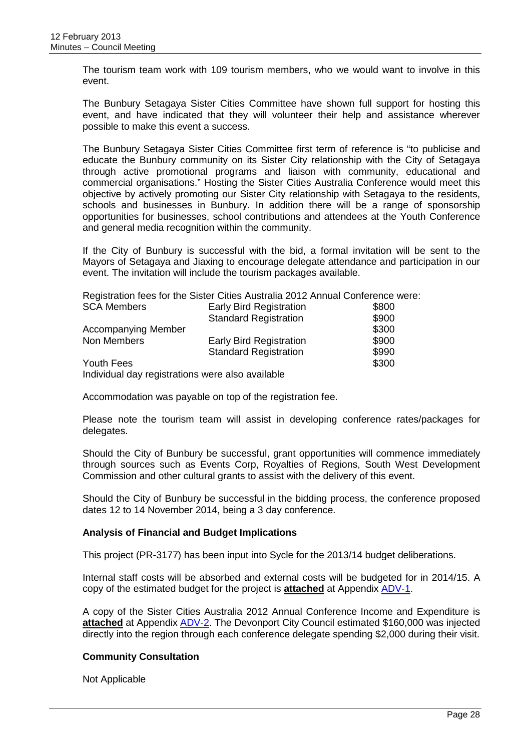The tourism team work with 109 tourism members, who we would want to involve in this event.

The Bunbury Setagaya Sister Cities Committee have shown full support for hosting this event, and have indicated that they will volunteer their help and assistance wherever possible to make this event a success.

The Bunbury Setagaya Sister Cities Committee first term of reference is "to publicise and educate the Bunbury community on its Sister City relationship with the City of Setagaya through active promotional programs and liaison with community, educational and commercial organisations." Hosting the Sister Cities Australia Conference would meet this objective by actively promoting our Sister City relationship with Setagaya to the residents, schools and businesses in Bunbury. In addition there will be a range of sponsorship opportunities for businesses, school contributions and attendees at the Youth Conference and general media recognition within the community.

If the City of Bunbury is successful with the bid, a formal invitation will be sent to the Mayors of Setagaya and Jiaxing to encourage delegate attendance and participation in our event. The invitation will include the tourism packages available.

Registration fees for the Sister Cities Australia 2012 Annual Conference were:

| | | |
|---|---|---|
| SCA Members | Early Bird Registration | $800 |
| | Standard Registration | $900 |
| Accompanying Member | | $300 |
| Non Members | Early Bird Registration | $900 |
| | Standard Registration | $990 |
| Youth Fees | | $300 |

Individual day registrations were also available

Accommodation was payable on top of the registration fee.

Please note the tourism team will assist in developing conference rates/packages for delegates.

Should the City of Bunbury be successful, grant opportunities will commence immediately through sources such as Events Corp, Royalties of Regions, South West Development Commission and other cultural grants to assist with the delivery of this event.

Should the City of Bunbury be successful in the bidding process, the conference proposed dates 12 to 14 November 2014, being a 3 day conference.

### Analysis of Financial and Budget Implications

This project (PR-3177) has been input into Sycle for the 2013/14 budget deliberations.

Internal staff costs will be absorbed and external costs will be budgeted for in 2014/15. A copy of the estimated budget for the project is **attached** at Appendix ADV-1.

A copy of the Sister Cities Australia 2012 Annual Conference Income and Expenditure is **attached** at Appendix ADV-2. The Devonport City Council estimated $160,000 was injected directly into the region through each conference delegate spending $2,000 during their visit.

### Community Consultation

Not Applicable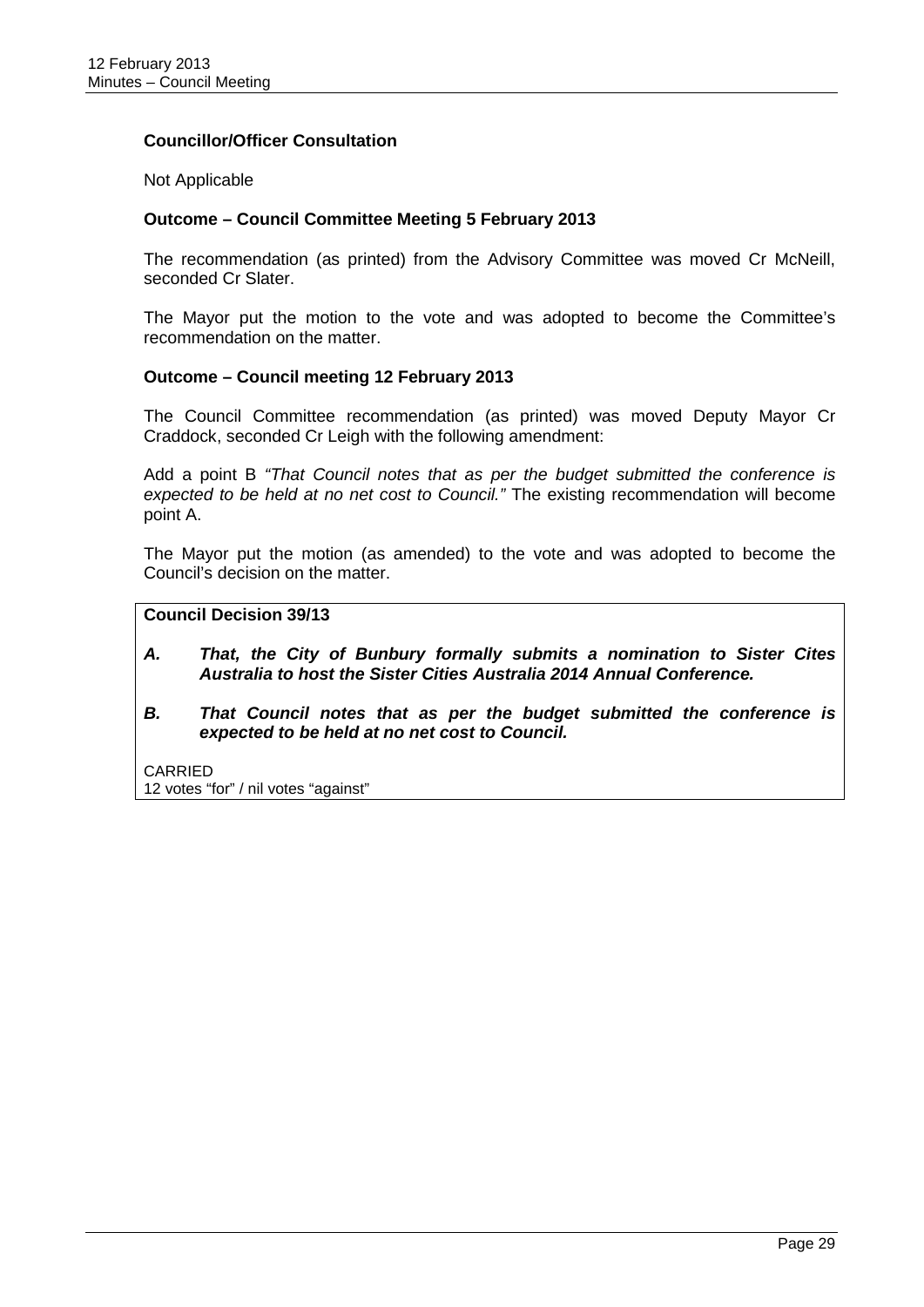**Councillor/Officer Consultation**

Not Applicable

**Outcome – Council Committee Meeting 5 February 2013**

The recommendation (as printed) from the Advisory Committee was moved Cr McNeill, seconded Cr Slater.

The Mayor put the motion to the vote and was adopted to become the Committee's recommendation on the matter.

**Outcome – Council meeting 12 February 2013**

The Council Committee recommendation (as printed) was moved Deputy Mayor Cr Craddock, seconded Cr Leigh with the following amendment:

Add a point B *"That Council notes that as per the budget submitted the conference is expected to be held at no net cost to Council."* The existing recommendation will become point A.

The Mayor put the motion (as amended) to the vote and was adopted to become the Council's decision on the matter.

**Council Decision 39/13**

***A. That, the City of Bunbury formally submits a nomination to Sister Cites Australia to host the Sister Cities Australia 2014 Annual Conference.***

***B. That Council notes that as per the budget submitted the conference is expected to be held at no net cost to Council.***

CARRIED
12 votes "for" / nil votes "against"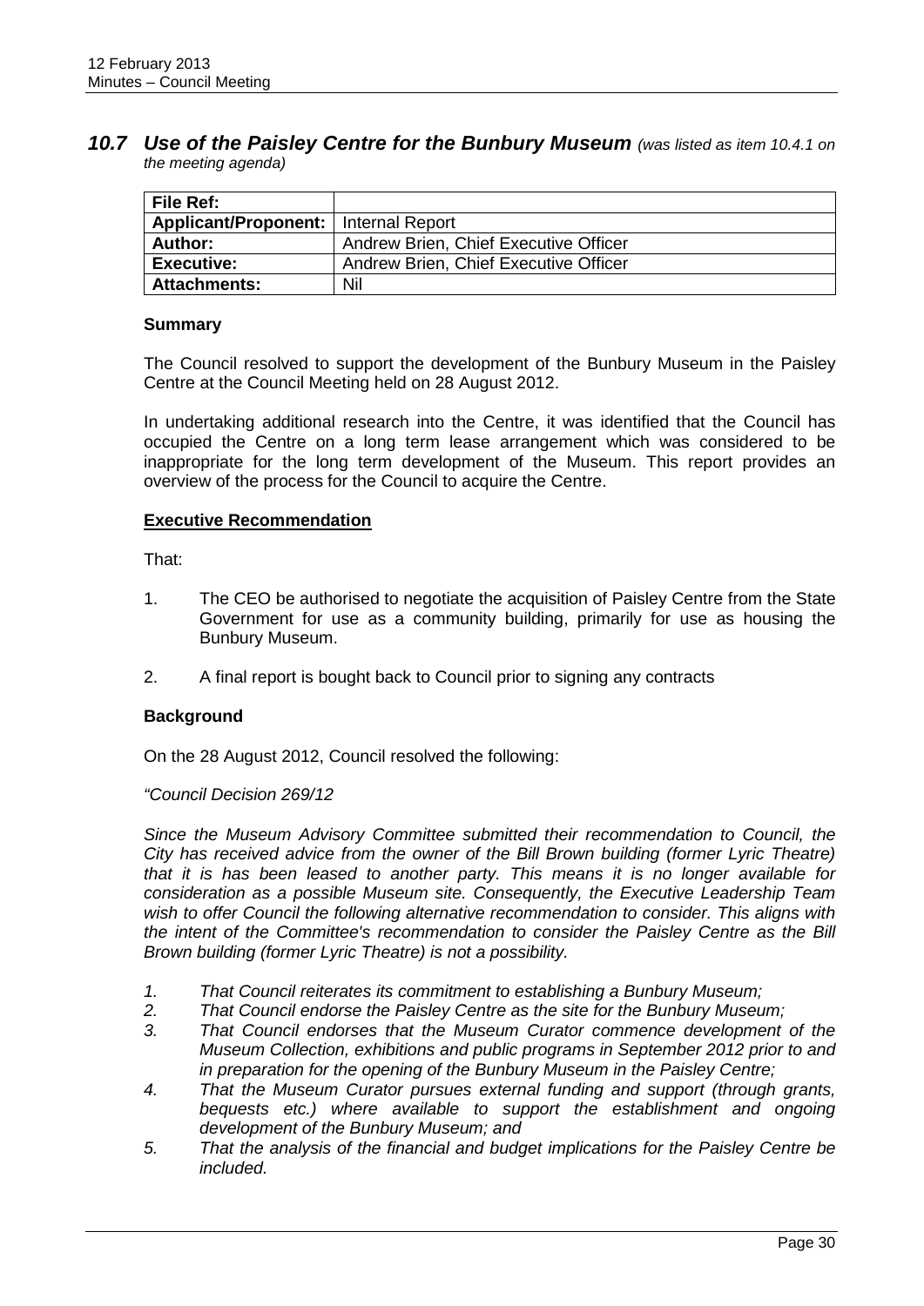## *10.7 Use of the Paisley Centre for the Bunbury Museum* *(was listed as item 10.4.1 on the meeting agenda)*

| **File Ref:** | |
|---|---|
| **Applicant/Proponent:** | Internal Report |
| **Author:** | Andrew Brien, Chief Executive Officer |
| **Executive:** | Andrew Brien, Chief Executive Officer |
| **Attachments:** | Nil |

### Summary

The Council resolved to support the development of the Bunbury Museum in the Paisley Centre at the Council Meeting held on 28 August 2012.

In undertaking additional research into the Centre, it was identified that the Council has occupied the Centre on a long term lease arrangement which was considered to be inappropriate for the long term development of the Museum. This report provides an overview of the process for the Council to acquire the Centre.

### Executive Recommendation

That:

1. The CEO be authorised to negotiate the acquisition of Paisley Centre from the State Government for use as a community building, primarily for use as housing the Bunbury Museum.
2. A final report is bought back to Council prior to signing any contracts

### Background

On the 28 August 2012, Council resolved the following:

*"Council Decision 269/12*

*Since the Museum Advisory Committee submitted their recommendation to Council, the City has received advice from the owner of the Bill Brown building (former Lyric Theatre) that it is has been leased to another party. This means it is no longer available for consideration as a possible Museum site. Consequently, the Executive Leadership Team wish to offer Council the following alternative recommendation to consider. This aligns with the intent of the Committee's recommendation to consider the Paisley Centre as the Bill Brown building (former Lyric Theatre) is not a possibility.*

1. *That Council reiterates its commitment to establishing a Bunbury Museum;*
2. *That Council endorse the Paisley Centre as the site for the Bunbury Museum;*
3. *That Council endorses that the Museum Curator commence development of the Museum Collection, exhibitions and public programs in September 2012 prior to and in preparation for the opening of the Bunbury Museum in the Paisley Centre;*
4. *That the Museum Curator pursues external funding and support (through grants, bequests etc.) where available to support the establishment and ongoing development of the Bunbury Museum; and*
5. *That the analysis of the financial and budget implications for the Paisley Centre be included.*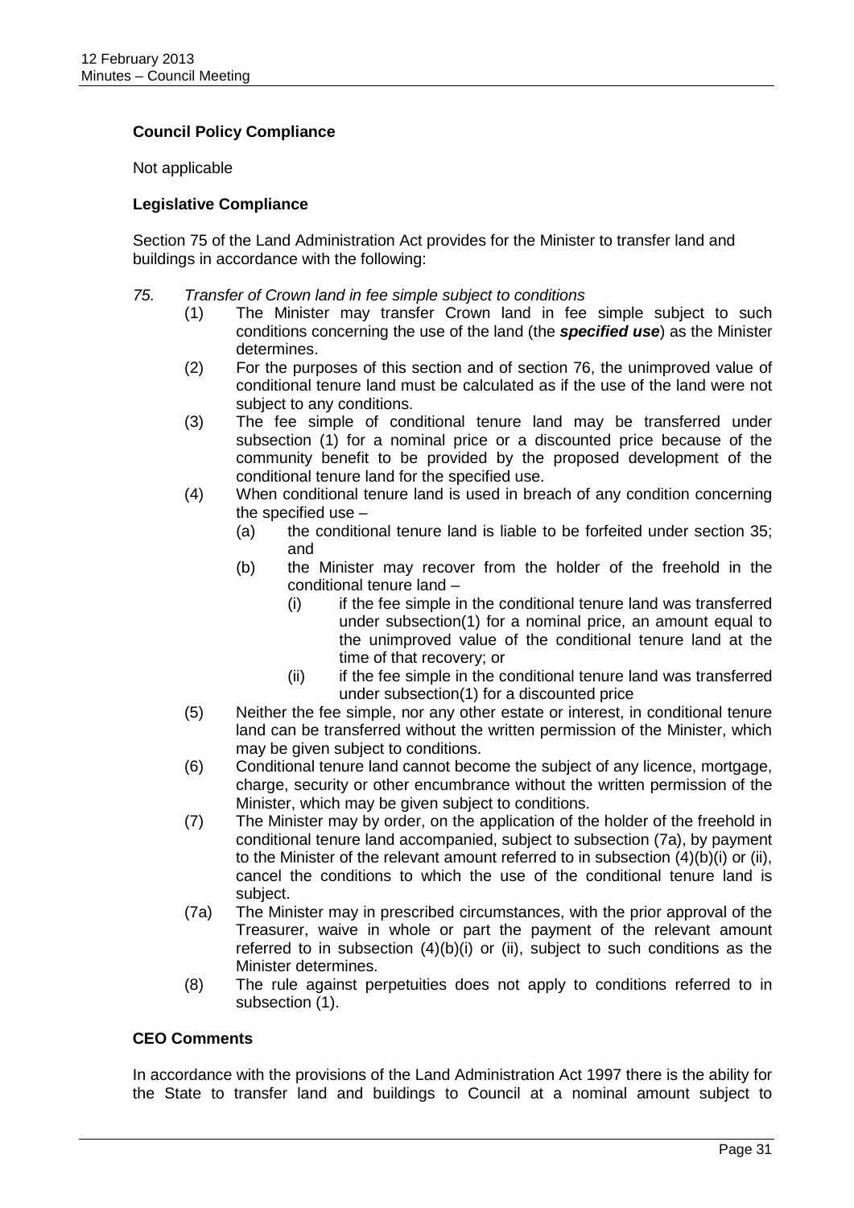**Council Policy Compliance**

Not applicable

**Legislative Compliance**

Section 75 of the Land Administration Act provides for the Minister to transfer land and buildings in accordance with the following:

*75. Transfer of Crown land in fee simple subject to conditions*

(1) The Minister may transfer Crown land in fee simple subject to such conditions concerning the use of the land (the ***specified use***) as the Minister determines.

(2) For the purposes of this section and of section 76, the unimproved value of conditional tenure land must be calculated as if the use of the land were not subject to any conditions.

(3) The fee simple of conditional tenure land may be transferred under subsection (1) for a nominal price or a discounted price because of the community benefit to be provided by the proposed development of the conditional tenure land for the specified use.

(4) When conditional tenure land is used in breach of any condition concerning the specified use –

  (a) the conditional tenure land is liable to be forfeited under section 35; and

  (b) the Minister may recover from the holder of the freehold in the conditional tenure land –

    (i) if the fee simple in the conditional tenure land was transferred under subsection(1) for a nominal price, an amount equal to the unimproved value of the conditional tenure land at the time of that recovery; or

    (ii) if the fee simple in the conditional tenure land was transferred under subsection(1) for a discounted price

(5) Neither the fee simple, nor any other estate or interest, in conditional tenure land can be transferred without the written permission of the Minister, which may be given subject to conditions.

(6) Conditional tenure land cannot become the subject of any licence, mortgage, charge, security or other encumbrance without the written permission of the Minister, which may be given subject to conditions.

(7) The Minister may by order, on the application of the holder of the freehold in conditional tenure land accompanied, subject to subsection (7a), by payment to the Minister of the relevant amount referred to in subsection (4)(b)(i) or (ii), cancel the conditions to which the use of the conditional tenure land is subject.

(7a) The Minister may in prescribed circumstances, with the prior approval of the Treasurer, waive in whole or part the payment of the relevant amount referred to in subsection (4)(b)(i) or (ii), subject to such conditions as the Minister determines.

(8) The rule against perpetuities does not apply to conditions referred to in subsection (1).

**CEO Comments**

In accordance with the provisions of the Land Administration Act 1997 there is the ability for the State to transfer land and buildings to Council at a nominal amount subject to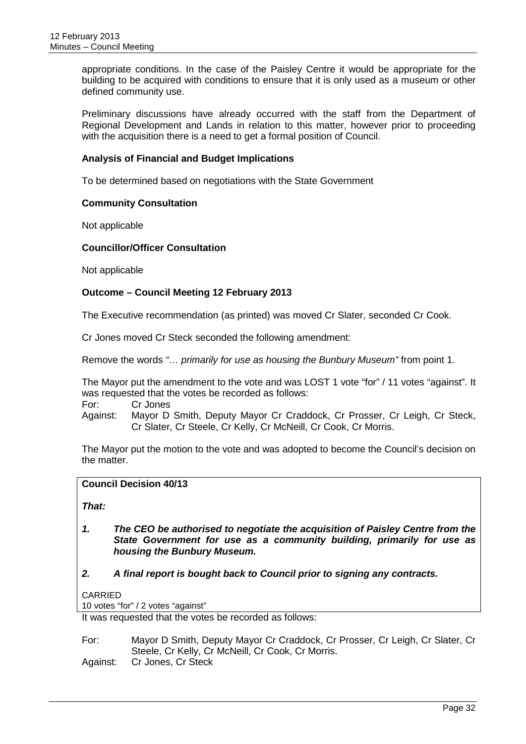appropriate conditions. In the case of the Paisley Centre it would be appropriate for the building to be acquired with conditions to ensure that it is only used as a museum or other defined community use.

Preliminary discussions have already occurred with the staff from the Department of Regional Development and Lands in relation to this matter, however prior to proceeding with the acquisition there is a need to get a formal position of Council.

**Analysis of Financial and Budget Implications**

To be determined based on negotiations with the State Government

**Community Consultation**

Not applicable

**Councillor/Officer Consultation**

Not applicable

**Outcome – Council Meeting 12 February 2013**

The Executive recommendation (as printed) was moved Cr Slater, seconded Cr Cook.

Cr Jones moved Cr Steck seconded the following amendment:

Remove the words *"… primarily for use as housing the Bunbury Museum"* from point 1.

The Mayor put the amendment to the vote and was LOST 1 vote "for" / 11 votes "against". It was requested that the votes be recorded as follows:

For: Cr Jones
Against: Mayor D Smith, Deputy Mayor Cr Craddock, Cr Prosser, Cr Leigh, Cr Steck, Cr Slater, Cr Steele, Cr Kelly, Cr McNeill, Cr Cook, Cr Morris.

The Mayor put the motion to the vote and was adopted to become the Council's decision on the matter.

**Council Decision 40/13**

***That:***

***1. The CEO be authorised to negotiate the acquisition of Paisley Centre from the State Government for use as a community building, primarily for use as housing the Bunbury Museum.***

***2. A final report is bought back to Council prior to signing any contracts.***

CARRIED
10 votes "for" / 2 votes "against"

It was requested that the votes be recorded as follows:

For: Mayor D Smith, Deputy Mayor Cr Craddock, Cr Prosser, Cr Leigh, Cr Slater, Cr Steele, Cr Kelly, Cr McNeill, Cr Cook, Cr Morris.
Against: Cr Jones, Cr Steck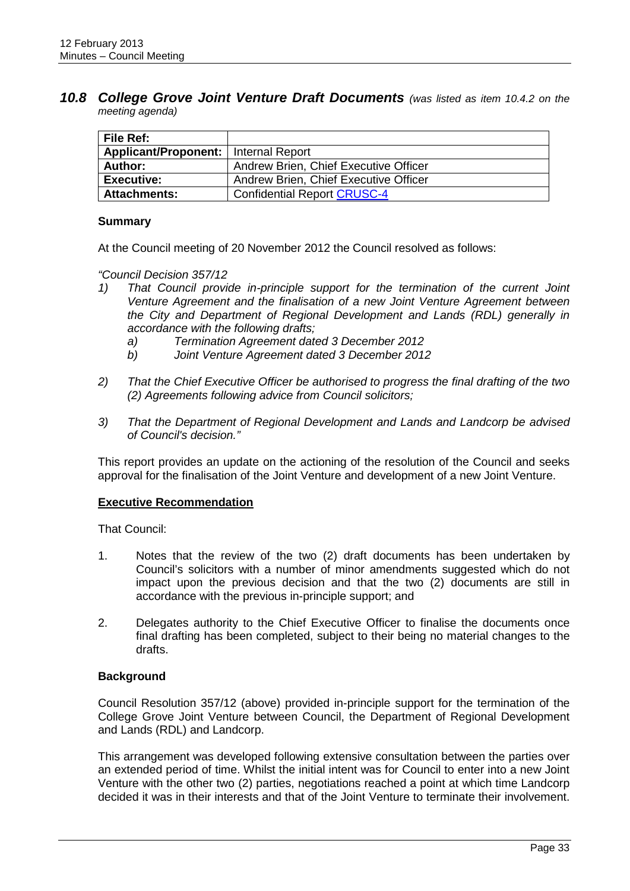## *10.8 College Grove Joint Venture Draft Documents* *(was listed as item 10.4.2 on the meeting agenda)*

| File Ref: | |
|---|---|
| Applicant/Proponent: | Internal Report |
| Author: | Andrew Brien, Chief Executive Officer |
| Executive: | Andrew Brien, Chief Executive Officer |
| Attachments: | Confidential Report CRUSC-4 |

### Summary

At the Council meeting of 20 November 2012 the Council resolved as follows:

*"Council Decision 357/12*

1) *That Council provide in-principle support for the termination of the current Joint Venture Agreement and the finalisation of a new Joint Venture Agreement between the City and Department of Regional Development and Lands (RDL) generally in accordance with the following drafts;*
   a) *Termination Agreement dated 3 December 2012*
   b) *Joint Venture Agreement dated 3 December 2012*
2) *That the Chief Executive Officer be authorised to progress the final drafting of the two (2) Agreements following advice from Council solicitors;*
3) *That the Department of Regional Development and Lands and Landcorp be advised of Council's decision."*

This report provides an update on the actioning of the resolution of the Council and seeks approval for the finalisation of the Joint Venture and development of a new Joint Venture.

**Executive Recommendation**

That Council:

1. Notes that the review of the two (2) draft documents has been undertaken by Council's solicitors with a number of minor amendments suggested which do not impact upon the previous decision and that the two (2) documents are still in accordance with the previous in-principle support; and
2. Delegates authority to the Chief Executive Officer to finalise the documents once final drafting has been completed, subject to their being no material changes to the drafts.

### Background

Council Resolution 357/12 (above) provided in-principle support for the termination of the College Grove Joint Venture between Council, the Department of Regional Development and Lands (RDL) and Landcorp.

This arrangement was developed following extensive consultation between the parties over an extended period of time. Whilst the initial intent was for Council to enter into a new Joint Venture with the other two (2) parties, negotiations reached a point at which time Landcorp decided it was in their interests and that of the Joint Venture to terminate their involvement.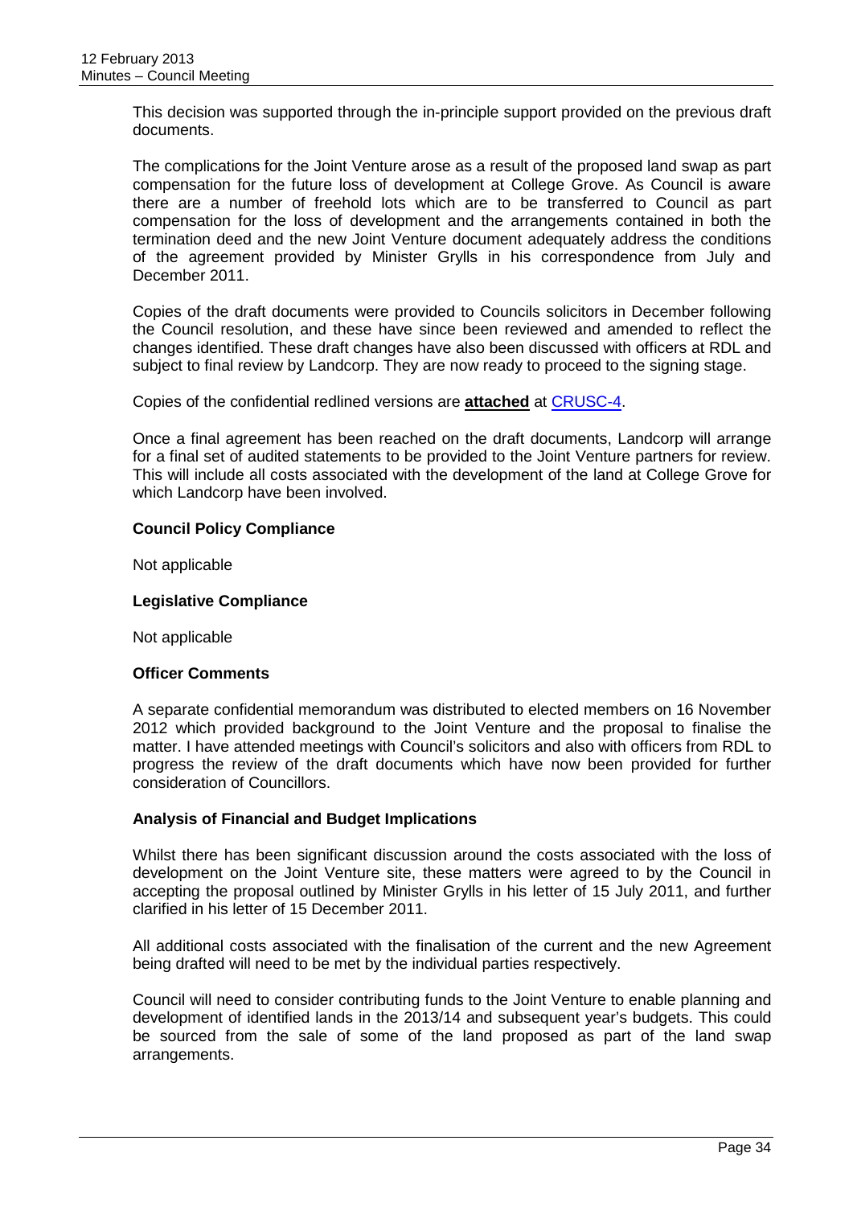This decision was supported through the in-principle support provided on the previous draft documents.

The complications for the Joint Venture arose as a result of the proposed land swap as part compensation for the future loss of development at College Grove. As Council is aware there are a number of freehold lots which are to be transferred to Council as part compensation for the loss of development and the arrangements contained in both the termination deed and the new Joint Venture document adequately address the conditions of the agreement provided by Minister Grylls in his correspondence from July and December 2011.

Copies of the draft documents were provided to Councils solicitors in December following the Council resolution, and these have since been reviewed and amended to reflect the changes identified. These draft changes have also been discussed with officers at RDL and subject to final review by Landcorp. They are now ready to proceed to the signing stage.

Copies of the confidential redlined versions are **attached** at CRUSC-4.

Once a final agreement has been reached on the draft documents, Landcorp will arrange for a final set of audited statements to be provided to the Joint Venture partners for review. This will include all costs associated with the development of the land at College Grove for which Landcorp have been involved.

**Council Policy Compliance**

Not applicable

**Legislative Compliance**

Not applicable

**Officer Comments**

A separate confidential memorandum was distributed to elected members on 16 November 2012 which provided background to the Joint Venture and the proposal to finalise the matter. I have attended meetings with Council's solicitors and also with officers from RDL to progress the review of the draft documents which have now been provided for further consideration of Councillors.

**Analysis of Financial and Budget Implications**

Whilst there has been significant discussion around the costs associated with the loss of development on the Joint Venture site, these matters were agreed to by the Council in accepting the proposal outlined by Minister Grylls in his letter of 15 July 2011, and further clarified in his letter of 15 December 2011.

All additional costs associated with the finalisation of the current and the new Agreement being drafted will need to be met by the individual parties respectively.

Council will need to consider contributing funds to the Joint Venture to enable planning and development of identified lands in the 2013/14 and subsequent year's budgets. This could be sourced from the sale of some of the land proposed as part of the land swap arrangements.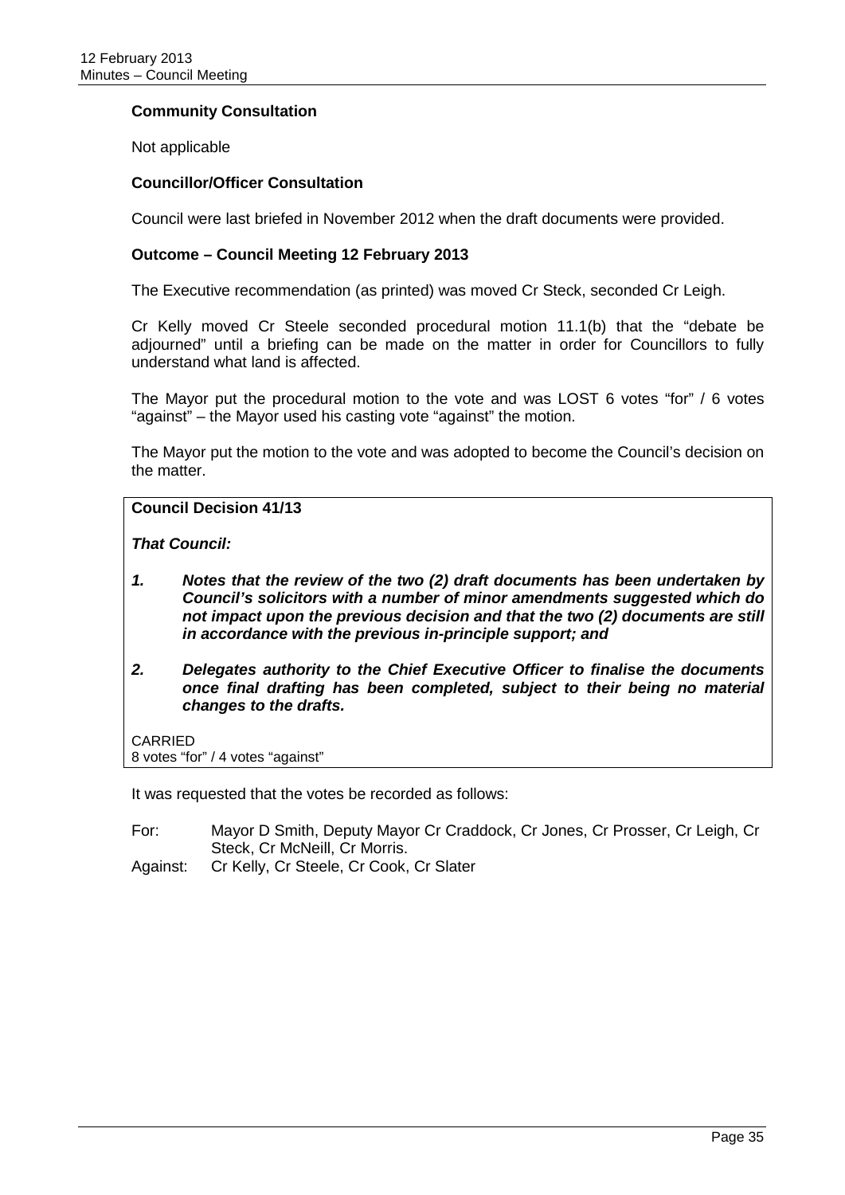**Community Consultation**

Not applicable

**Councillor/Officer Consultation**

Council were last briefed in November 2012 when the draft documents were provided.

**Outcome – Council Meeting 12 February 2013**

The Executive recommendation (as printed) was moved Cr Steck, seconded Cr Leigh.

Cr Kelly moved Cr Steele seconded procedural motion 11.1(b) that the "debate be adjourned" until a briefing can be made on the matter in order for Councillors to fully understand what land is affected.

The Mayor put the procedural motion to the vote and was LOST 6 votes "for" / 6 votes "against" – the Mayor used his casting vote "against" the motion.

The Mayor put the motion to the vote and was adopted to become the Council's decision on the matter.

**Council Decision 41/13**

***That Council:***

1. ***Notes that the review of the two (2) draft documents has been undertaken by Council's solicitors with a number of minor amendments suggested which do not impact upon the previous decision and that the two (2) documents are still in accordance with the previous in-principle support; and***
2. ***Delegates authority to the Chief Executive Officer to finalise the documents once final drafting has been completed, subject to their being no material changes to the drafts.***

CARRIED
8 votes "for" / 4 votes "against"

It was requested that the votes be recorded as follows:

For: Mayor D Smith, Deputy Mayor Cr Craddock, Cr Jones, Cr Prosser, Cr Leigh, Cr Steck, Cr McNeill, Cr Morris.

Against: Cr Kelly, Cr Steele, Cr Cook, Cr Slater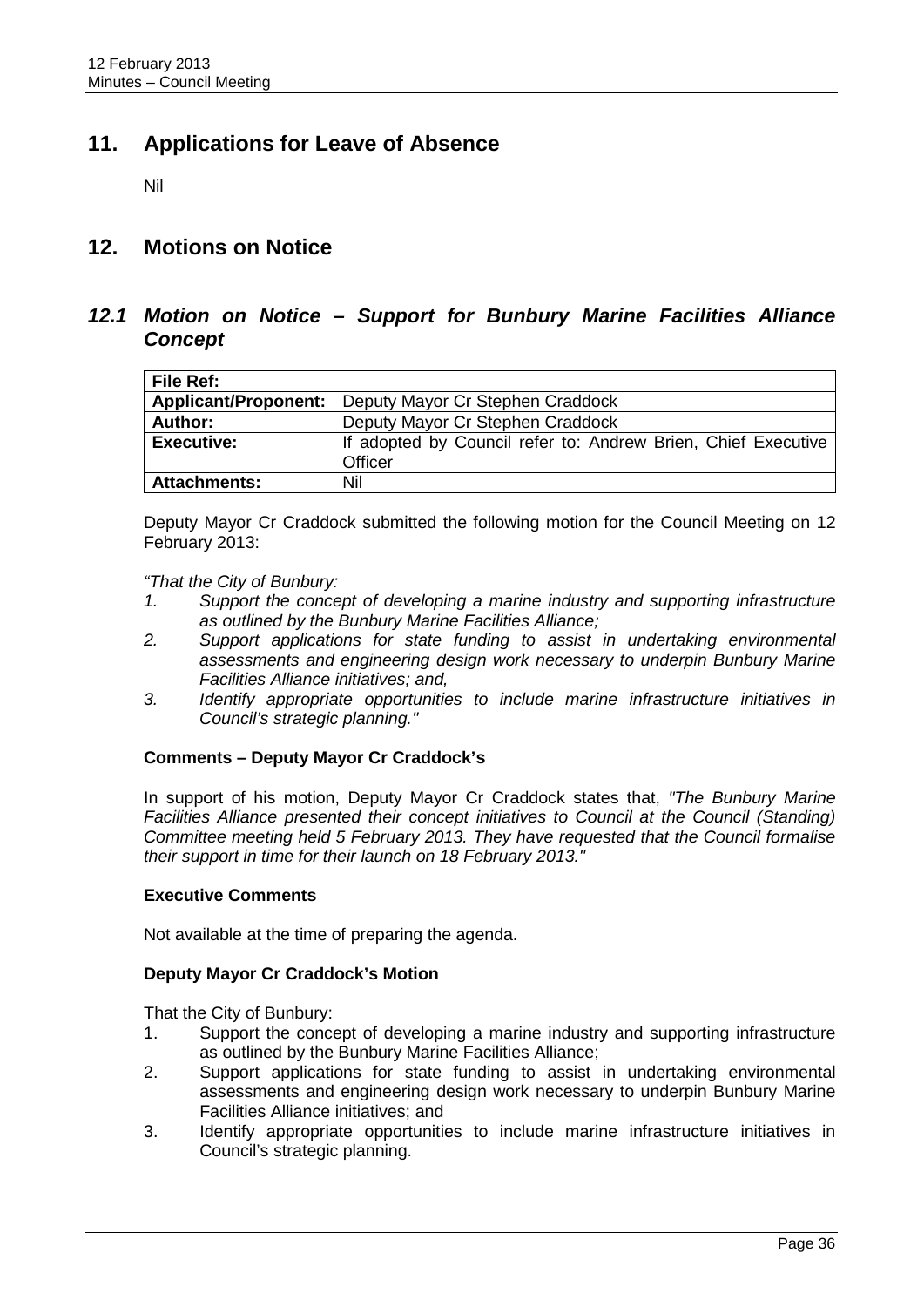## 11. Applications for Leave of Absence

Nil

## 12. Motions on Notice

### *12.1 Motion on Notice – Support for Bunbury Marine Facilities Alliance Concept*

| **File Ref:** | |
|---|---|
| **Applicant/Proponent:** | Deputy Mayor Cr Stephen Craddock |
| **Author:** | Deputy Mayor Cr Stephen Craddock |
| **Executive:** | If adopted by Council refer to: Andrew Brien, Chief Executive Officer |
| **Attachments:** | Nil |

Deputy Mayor Cr Craddock submitted the following motion for the Council Meeting on 12 February 2013:

*"That the City of Bunbury:*

1. *Support the concept of developing a marine industry and supporting infrastructure as outlined by the Bunbury Marine Facilities Alliance;*
2. *Support applications for state funding to assist in undertaking environmental assessments and engineering design work necessary to underpin Bunbury Marine Facilities Alliance initiatives; and,*
3. *Identify appropriate opportunities to include marine infrastructure initiatives in Council's strategic planning."*

**Comments – Deputy Mayor Cr Craddock's**

In support of his motion, Deputy Mayor Cr Craddock states that, *"The Bunbury Marine Facilities Alliance presented their concept initiatives to Council at the Council (Standing) Committee meeting held 5 February 2013. They have requested that the Council formalise their support in time for their launch on 18 February 2013."*

**Executive Comments**

Not available at the time of preparing the agenda.

**Deputy Mayor Cr Craddock's Motion**

That the City of Bunbury:

1. Support the concept of developing a marine industry and supporting infrastructure as outlined by the Bunbury Marine Facilities Alliance;
2. Support applications for state funding to assist in undertaking environmental assessments and engineering design work necessary to underpin Bunbury Marine Facilities Alliance initiatives; and
3. Identify appropriate opportunities to include marine infrastructure initiatives in Council's strategic planning.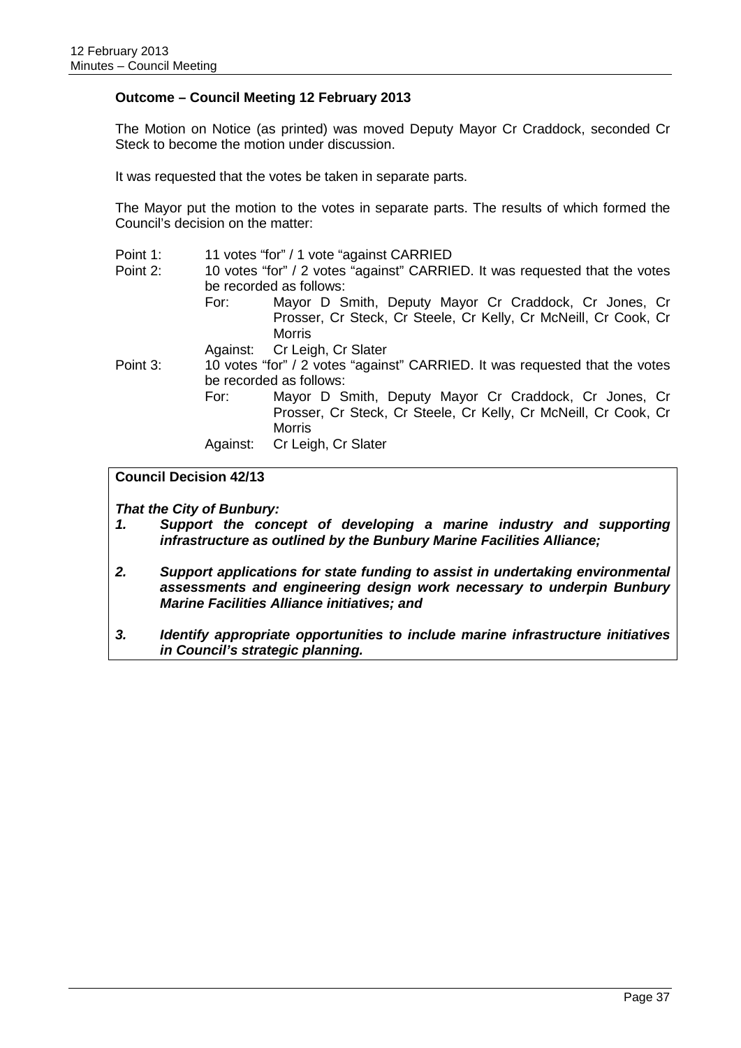**Outcome – Council Meeting 12 February 2013**

The Motion on Notice (as printed) was moved Deputy Mayor Cr Craddock, seconded Cr Steck to become the motion under discussion.

It was requested that the votes be taken in separate parts.

The Mayor put the motion to the votes in separate parts. The results of which formed the Council's decision on the matter:

Point 1: 11 votes "for" / 1 vote "against CARRIED

Point 2: 10 votes "for" / 2 votes "against" CARRIED. It was requested that the votes be recorded as follows:

- For: Mayor D Smith, Deputy Mayor Cr Craddock, Cr Jones, Cr Prosser, Cr Steck, Cr Steele, Cr Kelly, Cr McNeill, Cr Cook, Cr Morris
- Against: Cr Leigh, Cr Slater

Point 3: 10 votes "for" / 2 votes "against" CARRIED. It was requested that the votes be recorded as follows:

- For: Mayor D Smith, Deputy Mayor Cr Craddock, Cr Jones, Cr Prosser, Cr Steck, Cr Steele, Cr Kelly, Cr McNeill, Cr Cook, Cr Morris
- Against: Cr Leigh, Cr Slater

**Council Decision 42/13**

***That the City of Bunbury:***

1. ***Support the concept of developing a marine industry and supporting infrastructure as outlined by the Bunbury Marine Facilities Alliance;***
2. ***Support applications for state funding to assist in undertaking environmental assessments and engineering design work necessary to underpin Bunbury Marine Facilities Alliance initiatives; and***
3. ***Identify appropriate opportunities to include marine infrastructure initiatives in Council's strategic planning.***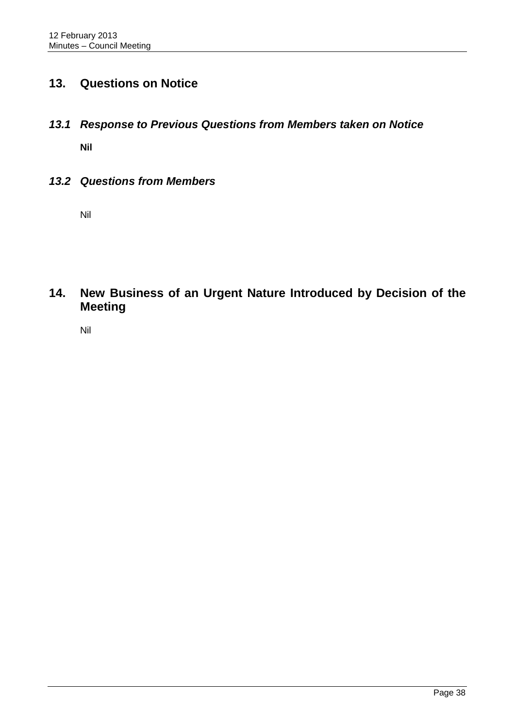## 13. Questions on Notice

### *13.1 Response to Previous Questions from Members taken on Notice*

**Nil**

### *13.2 Questions from Members*

Nil

## 14. New Business of an Urgent Nature Introduced by Decision of the Meeting

Nil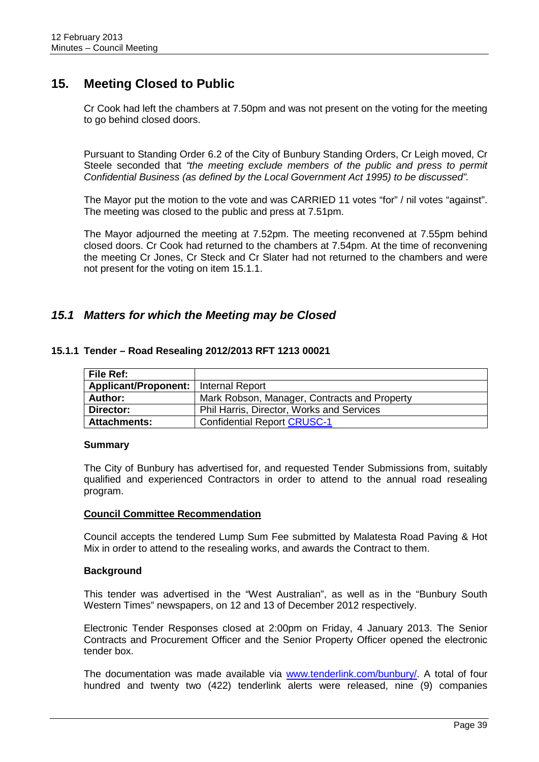# 15. Meeting Closed to Public

Cr Cook had left the chambers at 7.50pm and was not present on the voting for the meeting to go behind closed doors.

Pursuant to Standing Order 6.2 of the City of Bunbury Standing Orders, Cr Leigh moved, Cr Steele seconded that *"the meeting exclude members of the public and press to permit Confidential Business (as defined by the Local Government Act 1995) to be discussed".*

The Mayor put the motion to the vote and was CARRIED 11 votes "for" / nil votes "against". The meeting was closed to the public and press at 7.51pm.

The Mayor adjourned the meeting at 7.52pm. The meeting reconvened at 7.55pm behind closed doors. Cr Cook had returned to the chambers at 7.54pm. At the time of reconvening the meeting Cr Jones, Cr Steck and Cr Slater had not returned to the chambers and were not present for the voting on item 15.1.1.

## *15.1 Matters for which the Meeting may be Closed*

### 15.1.1 Tender – Road Resealing 2012/2013 RFT 1213 00021

| **File Ref:** | |
|---|---|
| **Applicant/Proponent:** | Internal Report |
| **Author:** | Mark Robson, Manager, Contracts and Property |
| **Director:** | Phil Harris, Director, Works and Services |
| **Attachments:** | Confidential Report CRUSC-1 |

**Summary**

The City of Bunbury has advertised for, and requested Tender Submissions from, suitably qualified and experienced Contractors in order to attend to the annual road resealing program.

**Council Committee Recommendation**

Council accepts the tendered Lump Sum Fee submitted by Malatesta Road Paving & Hot Mix in order to attend to the resealing works, and awards the Contract to them.

**Background**

This tender was advertised in the "West Australian", as well as in the "Bunbury South Western Times" newspapers, on 12 and 13 of December 2012 respectively.

Electronic Tender Responses closed at 2:00pm on Friday, 4 January 2013. The Senior Contracts and Procurement Officer and the Senior Property Officer opened the electronic tender box.

The documentation was made available via www.tenderlink.com/bunbury/. A total of four hundred and twenty two (422) tenderlink alerts were released, nine (9) companies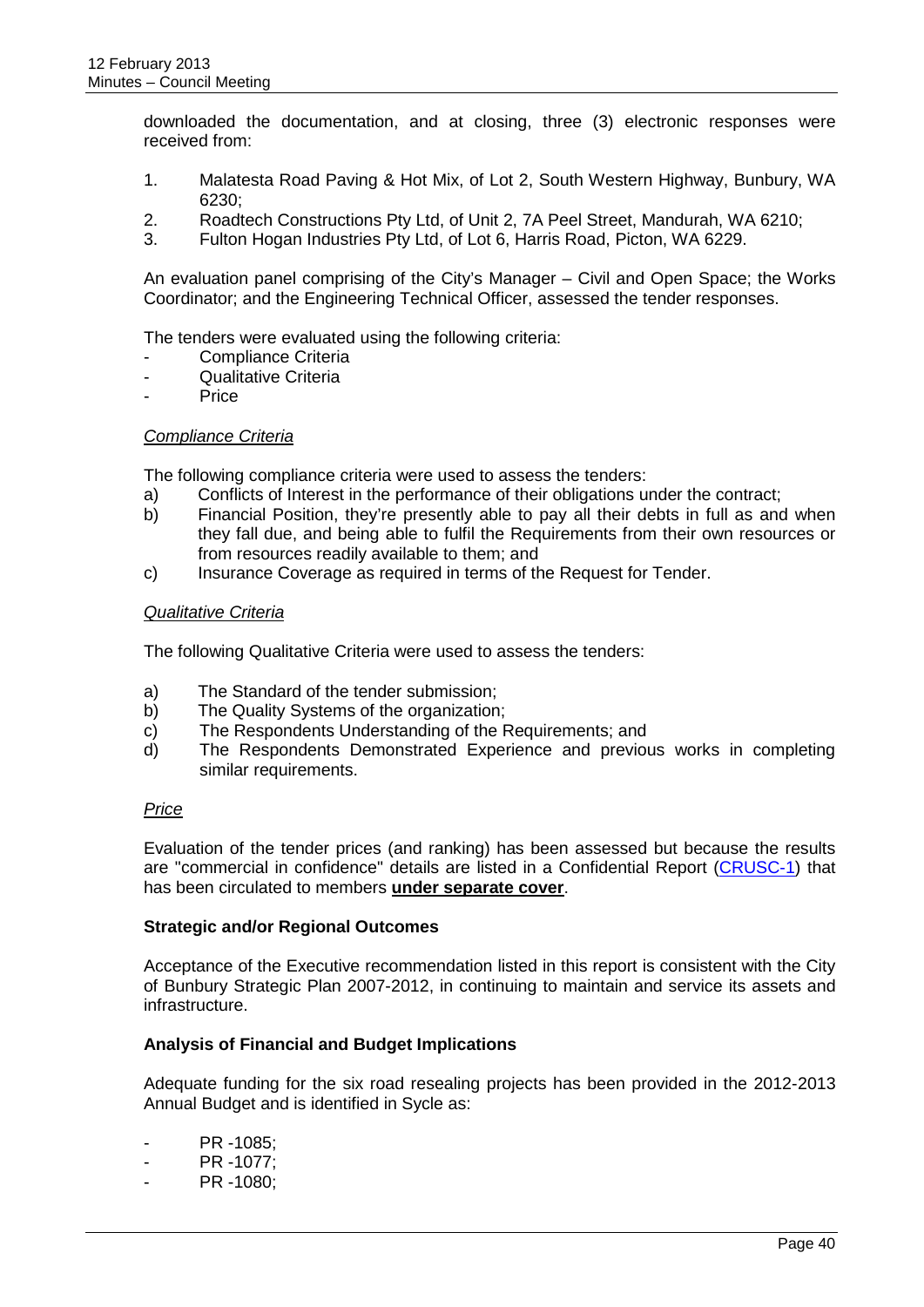downloaded the documentation, and at closing, three (3) electronic responses were received from:

1. Malatesta Road Paving & Hot Mix, of Lot 2, South Western Highway, Bunbury, WA 6230;
2. Roadtech Constructions Pty Ltd, of Unit 2, 7A Peel Street, Mandurah, WA 6210;
3. Fulton Hogan Industries Pty Ltd, of Lot 6, Harris Road, Picton, WA 6229.

An evaluation panel comprising of the City's Manager – Civil and Open Space; the Works Coordinator; and the Engineering Technical Officer, assessed the tender responses.

The tenders were evaluated using the following criteria:

- Compliance Criteria
- Qualitative Criteria
- Price

*Compliance Criteria*

The following compliance criteria were used to assess the tenders:

a) Conflicts of Interest in the performance of their obligations under the contract;
b) Financial Position, they're presently able to pay all their debts in full as and when they fall due, and being able to fulfil the Requirements from their own resources or from resources readily available to them; and
c) Insurance Coverage as required in terms of the Request for Tender.

*Qualitative Criteria*

The following Qualitative Criteria were used to assess the tenders:

a) The Standard of the tender submission;
b) The Quality Systems of the organization;
c) The Respondents Understanding of the Requirements; and
d) The Respondents Demonstrated Experience and previous works in completing similar requirements.

*Price*

Evaluation of the tender prices (and ranking) has been assessed but because the results are "commercial in confidence" details are listed in a Confidential Report (CRUSC-1) that has been circulated to members **under separate cover**.

**Strategic and/or Regional Outcomes**

Acceptance of the Executive recommendation listed in this report is consistent with the City of Bunbury Strategic Plan 2007-2012, in continuing to maintain and service its assets and infrastructure.

**Analysis of Financial and Budget Implications**

Adequate funding for the six road resealing projects has been provided in the 2012-2013 Annual Budget and is identified in Sycle as:

- PR -1085;
- PR -1077;
- PR -1080;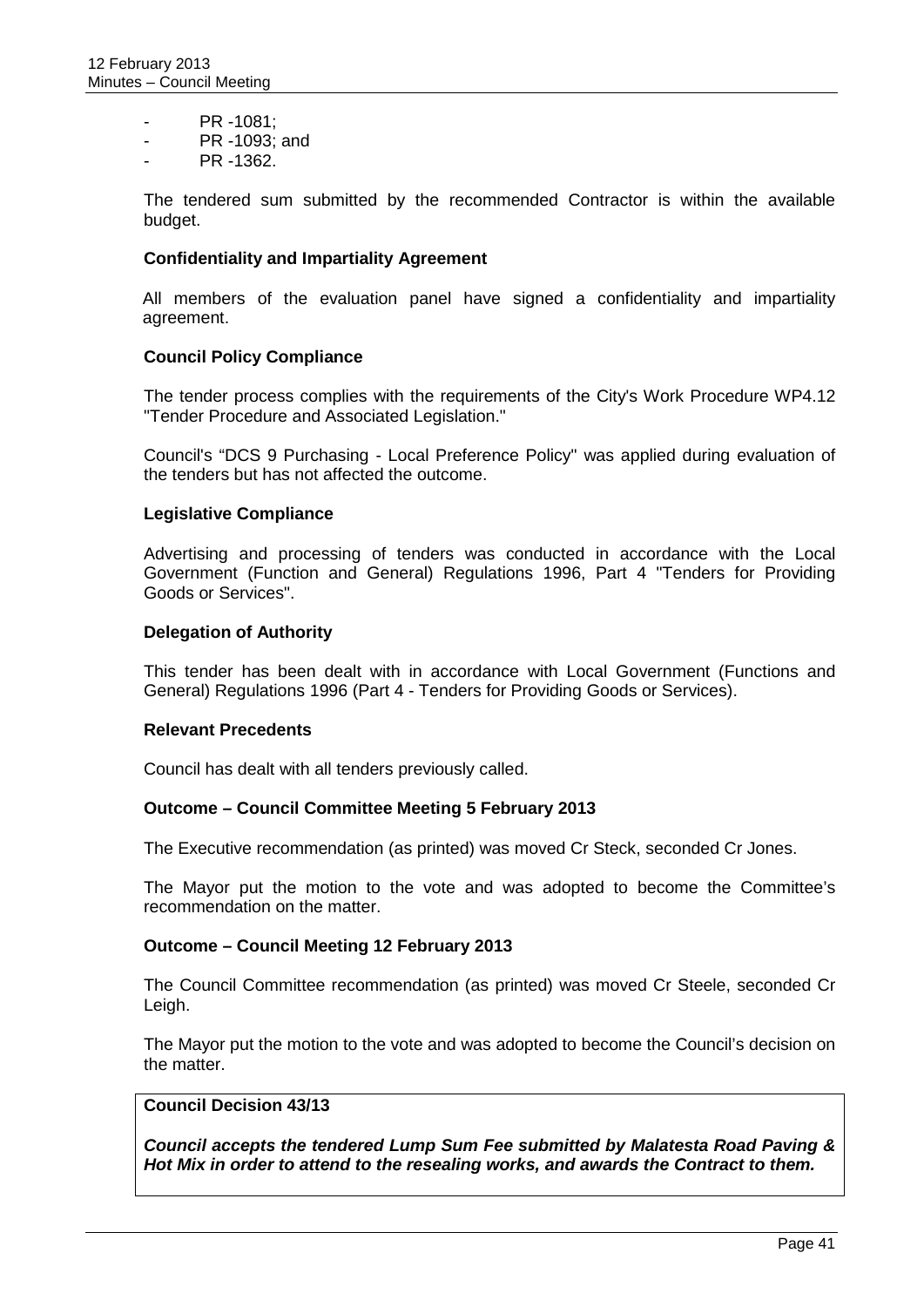- PR -1081;
- PR -1093; and
- PR -1362.

The tendered sum submitted by the recommended Contractor is within the available budget.

**Confidentiality and Impartiality Agreement**

All members of the evaluation panel have signed a confidentiality and impartiality agreement.

**Council Policy Compliance**

The tender process complies with the requirements of the City's Work Procedure WP4.12 "Tender Procedure and Associated Legislation."

Council's "DCS 9 Purchasing - Local Preference Policy" was applied during evaluation of the tenders but has not affected the outcome.

**Legislative Compliance**

Advertising and processing of tenders was conducted in accordance with the Local Government (Function and General) Regulations 1996, Part 4 "Tenders for Providing Goods or Services".

**Delegation of Authority**

This tender has been dealt with in accordance with Local Government (Functions and General) Regulations 1996 (Part 4 - Tenders for Providing Goods or Services).

**Relevant Precedents**

Council has dealt with all tenders previously called.

**Outcome – Council Committee Meeting 5 February 2013**

The Executive recommendation (as printed) was moved Cr Steck, seconded Cr Jones.

The Mayor put the motion to the vote and was adopted to become the Committee's recommendation on the matter.

**Outcome – Council Meeting 12 February 2013**

The Council Committee recommendation (as printed) was moved Cr Steele, seconded Cr Leigh.

The Mayor put the motion to the vote and was adopted to become the Council's decision on the matter.

**Council Decision 43/13**

***Council accepts the tendered Lump Sum Fee submitted by Malatesta Road Paving & Hot Mix in order to attend to the resealing works, and awards the Contract to them.***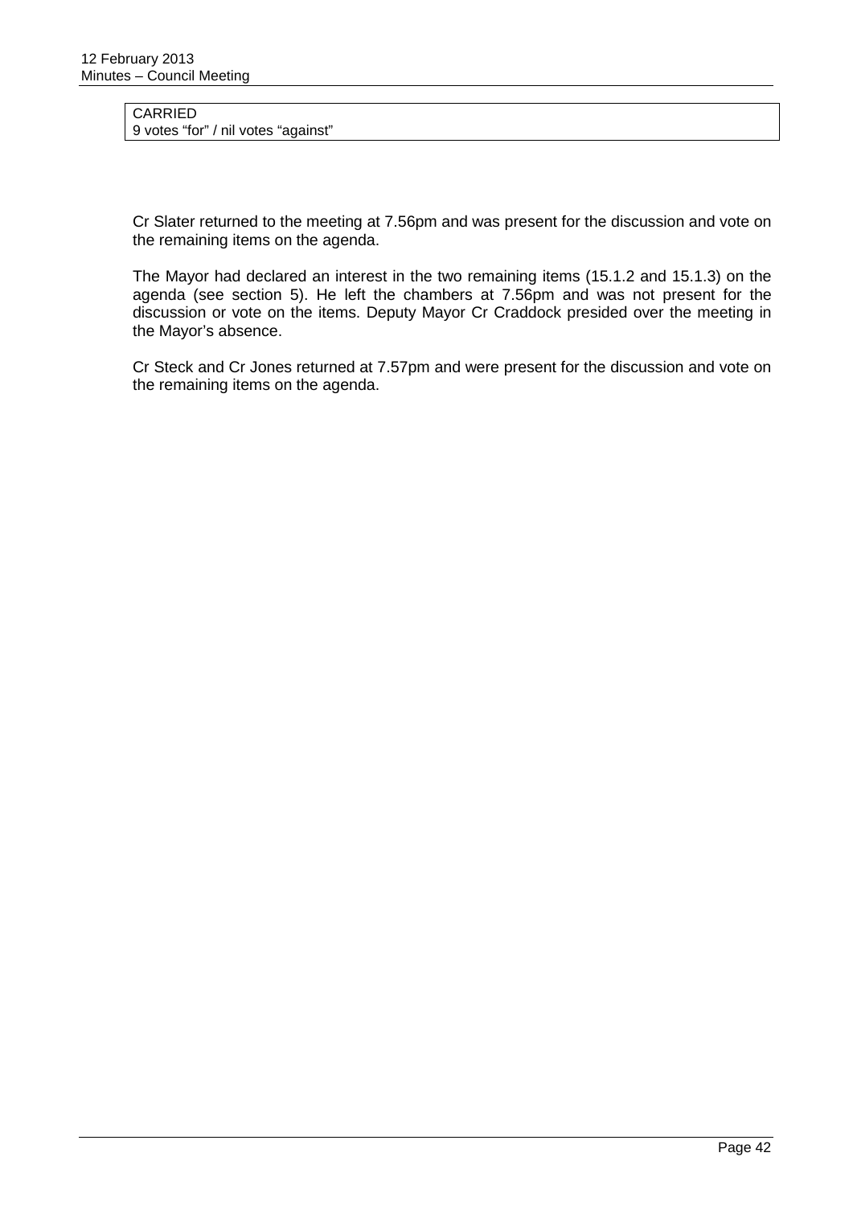| CARRIED |
|---|
| 9 votes "for" / nil votes "against" |

Cr Slater returned to the meeting at 7.56pm and was present for the discussion and vote on the remaining items on the agenda.

The Mayor had declared an interest in the two remaining items (15.1.2 and 15.1.3) on the agenda (see section 5). He left the chambers at 7.56pm and was not present for the discussion or vote on the items. Deputy Mayor Cr Craddock presided over the meeting in the Mayor's absence.

Cr Steck and Cr Jones returned at 7.57pm and were present for the discussion and vote on the remaining items on the agenda.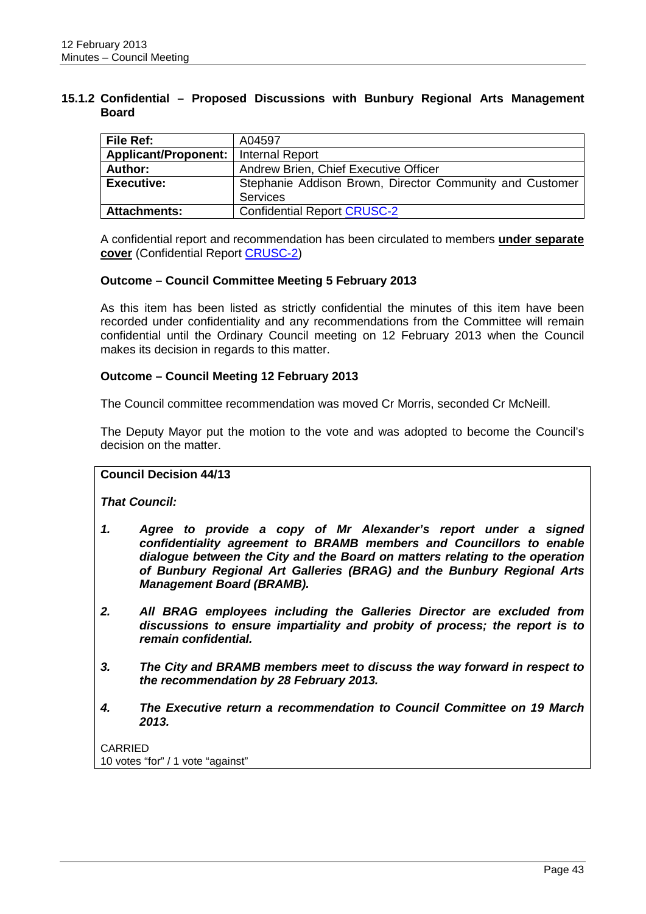### 15.1.2 Confidential – Proposed Discussions with Bunbury Regional Arts Management Board

| **File Ref:** | A04597 |
| --- | --- |
| **Applicant/Proponent:** | Internal Report |
| **Author:** | Andrew Brien, Chief Executive Officer |
| **Executive:** | Stephanie Addison Brown, Director Community and Customer Services |
| **Attachments:** | Confidential Report CRUSC-2 |

A confidential report and recommendation has been circulated to members **under separate cover** (Confidential Report CRUSC-2)

**Outcome – Council Committee Meeting 5 February 2013**

As this item has been listed as strictly confidential the minutes of this item have been recorded under confidentiality and any recommendations from the Committee will remain confidential until the Ordinary Council meeting on 12 February 2013 when the Council makes its decision in regards to this matter.

**Outcome – Council Meeting 12 February 2013**

The Council committee recommendation was moved Cr Morris, seconded Cr McNeill.

The Deputy Mayor put the motion to the vote and was adopted to become the Council's decision on the matter.

**Council Decision 44/13**

***That Council:***

1. ***Agree to provide a copy of Mr Alexander's report under a signed confidentiality agreement to BRAMB members and Councillors to enable dialogue between the City and the Board on matters relating to the operation of Bunbury Regional Art Galleries (BRAG) and the Bunbury Regional Arts Management Board (BRAMB).***
2. ***All BRAG employees including the Galleries Director are excluded from discussions to ensure impartiality and probity of process; the report is to remain confidential.***
3. ***The City and BRAMB members meet to discuss the way forward in respect to the recommendation by 28 February 2013.***
4. ***The Executive return a recommendation to Council Committee on 19 March 2013.***

CARRIED
10 votes "for" / 1 vote "against"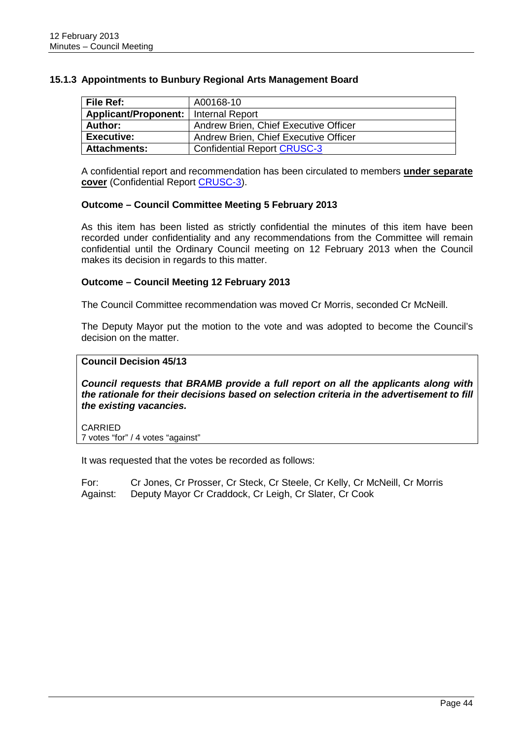### 15.1.3 Appointments to Bunbury Regional Arts Management Board

| **File Ref:** | A00168-10 |
|---|---|
| **Applicant/Proponent:** | Internal Report |
| **Author:** | Andrew Brien, Chief Executive Officer |
| **Executive:** | Andrew Brien, Chief Executive Officer |
| **Attachments:** | Confidential Report CRUSC-3 |

A confidential report and recommendation has been circulated to members **under separate cover** (Confidential Report CRUSC-3).

**Outcome – Council Committee Meeting 5 February 2013**

As this item has been listed as strictly confidential the minutes of this item have been recorded under confidentiality and any recommendations from the Committee will remain confidential until the Ordinary Council meeting on 12 February 2013 when the Council makes its decision in regards to this matter.

**Outcome – Council Meeting 12 February 2013**

The Council Committee recommendation was moved Cr Morris, seconded Cr McNeill.

The Deputy Mayor put the motion to the vote and was adopted to become the Council's decision on the matter.

**Council Decision 45/13**

***Council requests that BRAMB provide a full report on all the applicants along with the rationale for their decisions based on selection criteria in the advertisement to fill the existing vacancies.***

CARRIED
7 votes "for" / 4 votes "against"

It was requested that the votes be recorded as follows:

For: Cr Jones, Cr Prosser, Cr Steck, Cr Steele, Cr Kelly, Cr McNeill, Cr Morris
Against: Deputy Mayor Cr Craddock, Cr Leigh, Cr Slater, Cr Cook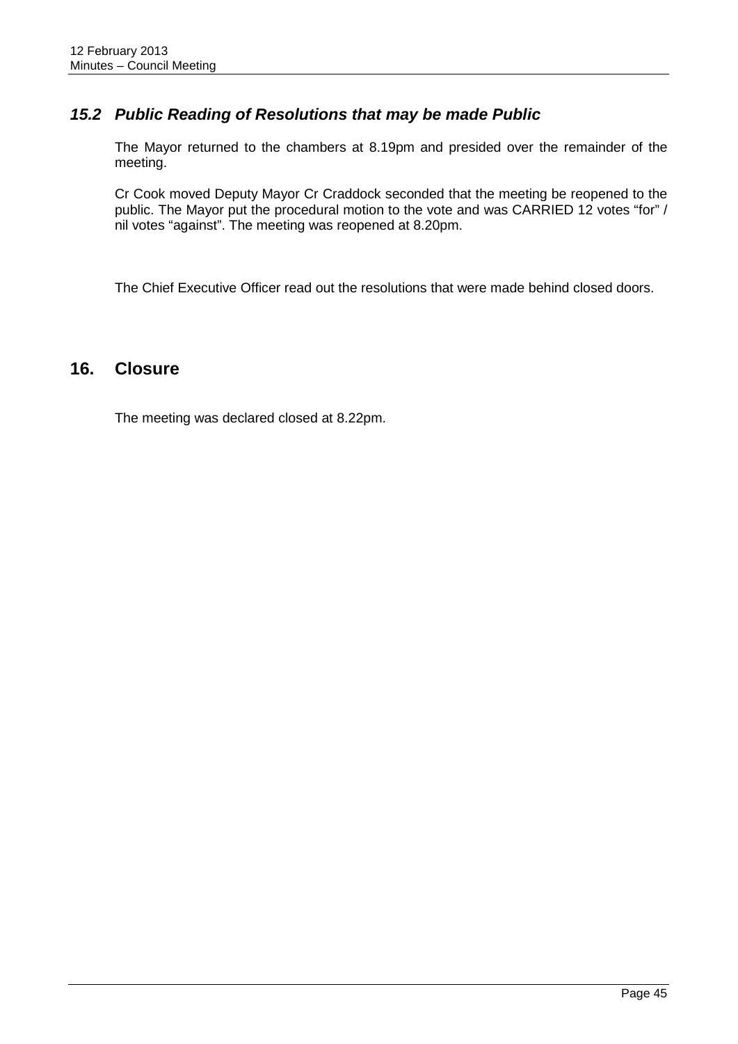### *15.2 Public Reading of Resolutions that may be made Public*

The Mayor returned to the chambers at 8.19pm and presided over the remainder of the meeting.

Cr Cook moved Deputy Mayor Cr Craddock seconded that the meeting be reopened to the public. The Mayor put the procedural motion to the vote and was CARRIED 12 votes "for" / nil votes "against". The meeting was reopened at 8.20pm.

The Chief Executive Officer read out the resolutions that were made behind closed doors.

## 16. Closure

The meeting was declared closed at 8.22pm.